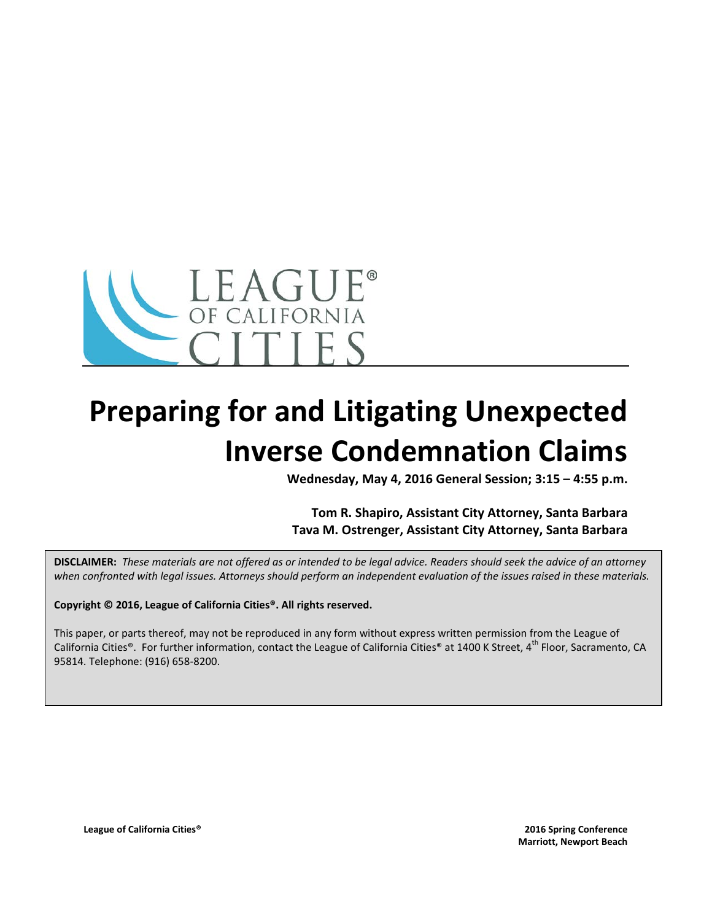LEAGUE® OF CALIFORNIA CITIES

# Preparing for and Litigating Unexpected Inverse Condemnation Claims

**Wednesday, May 4, 2016 General Session; 3:15 – 4:55 p.m.**

**Tom R. Shapiro, Assistant City Attorney, Santa Barbara**
**Tava M. Ostrenger, Assistant City Attorney, Santa Barbara**

**DISCLAIMER:** *These materials are not offered as or intended to be legal advice. Readers should seek the advice of an attorney when confronted with legal issues. Attorneys should perform an independent evaluation of the issues raised in these materials.*

**Copyright © 2016, League of California Cities®. All rights reserved.**

This paper, or parts thereof, may not be reproduced in any form without express written permission from the League of California Cities®. For further information, contact the League of California Cities® at 1400 K Street, 4th Floor, Sacramento, CA 95814. Telephone: (916) 658-8200.

**League of California Cities®**

**2016 Spring Conference**
**Marriott, Newport Beach**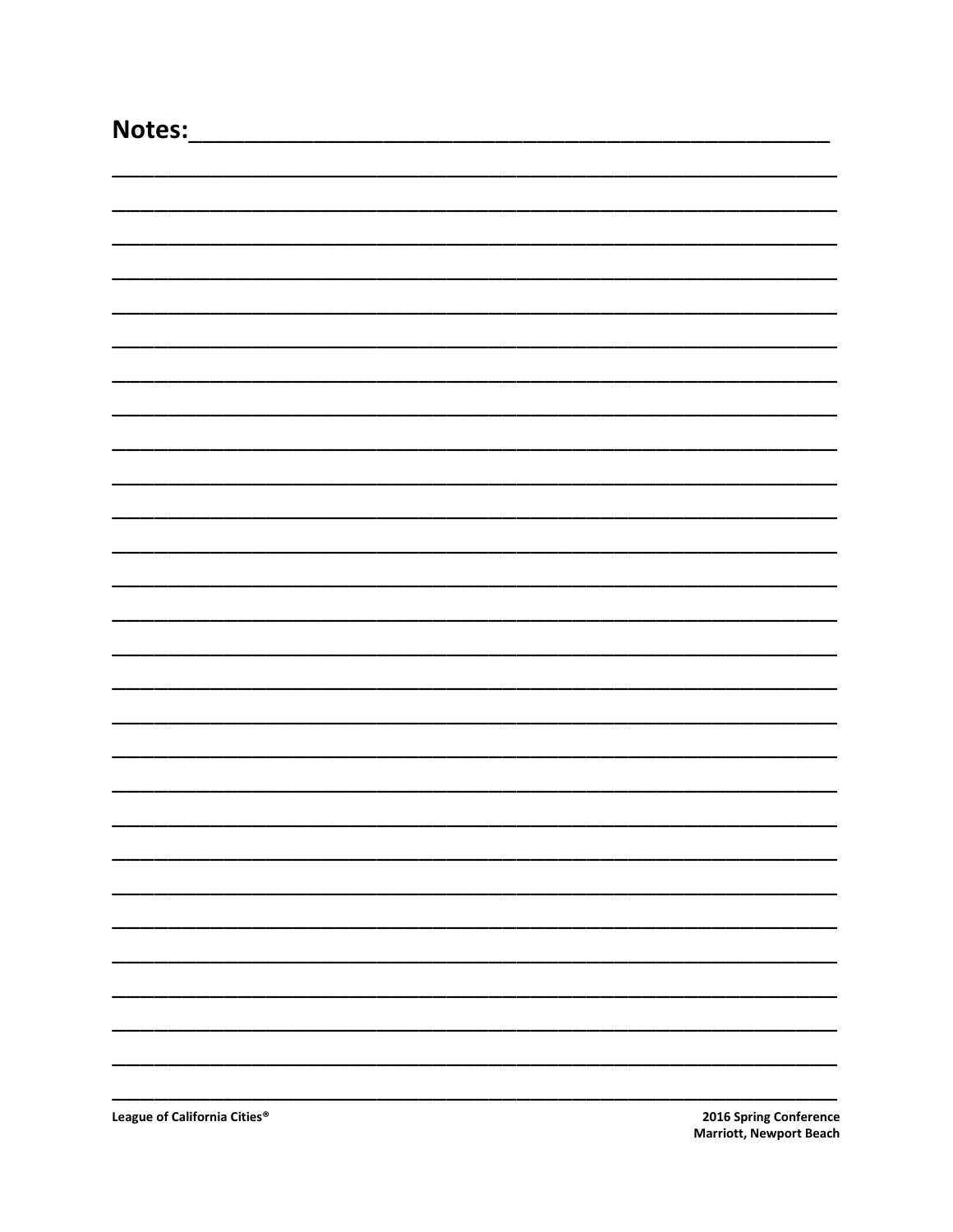**Notes:**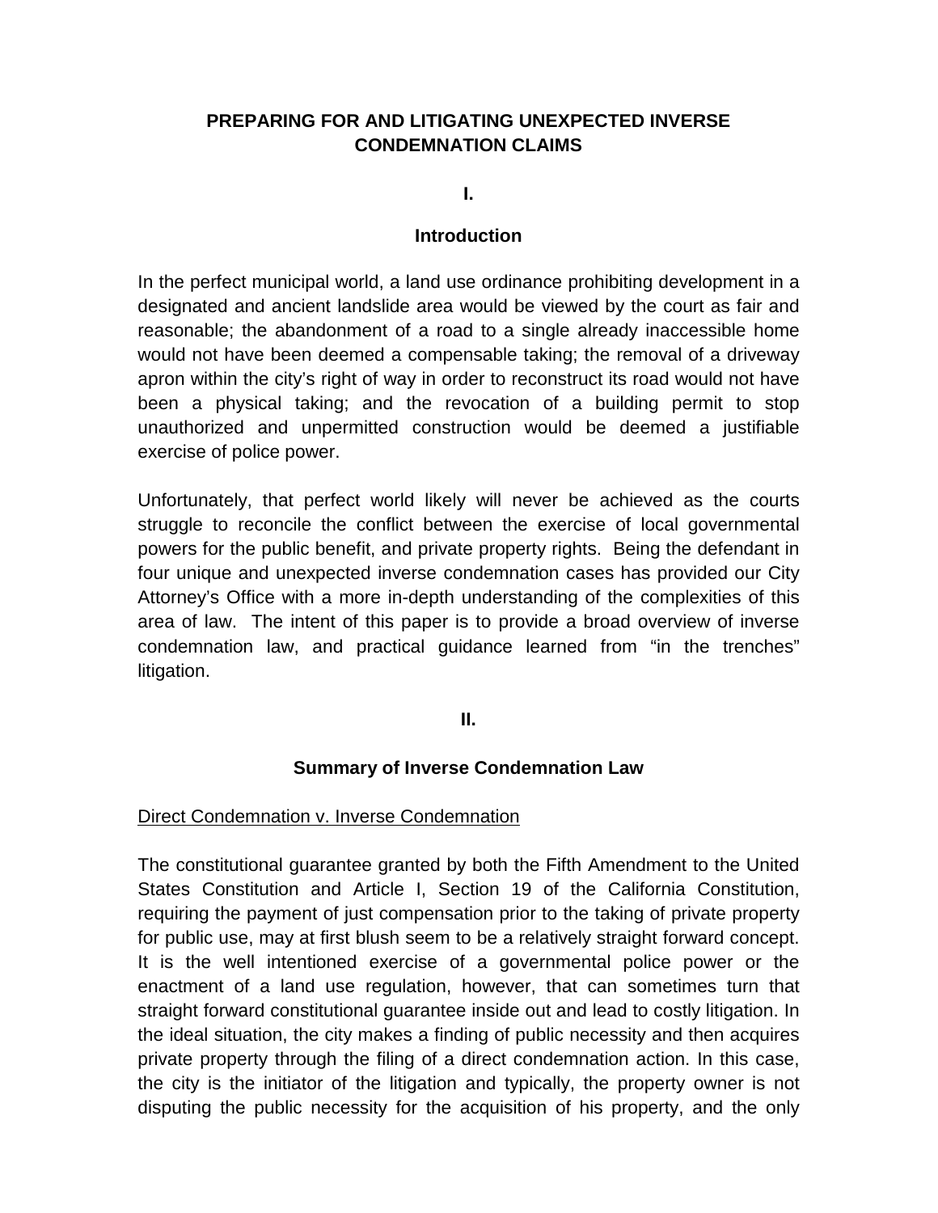# PREPARING FOR AND LITIGATING UNEXPECTED INVERSE CONDEMNATION CLAIMS

## I.

## Introduction

In the perfect municipal world, a land use ordinance prohibiting development in a designated and ancient landslide area would be viewed by the court as fair and reasonable; the abandonment of a road to a single already inaccessible home would not have been deemed a compensable taking; the removal of a driveway apron within the city's right of way in order to reconstruct its road would not have been a physical taking; and the revocation of a building permit to stop unauthorized and unpermitted construction would be deemed a justifiable exercise of police power.

Unfortunately, that perfect world likely will never be achieved as the courts struggle to reconcile the conflict between the exercise of local governmental powers for the public benefit, and private property rights. Being the defendant in four unique and unexpected inverse condemnation cases has provided our City Attorney's Office with a more in-depth understanding of the complexities of this area of law. The intent of this paper is to provide a broad overview of inverse condemnation law, and practical guidance learned from "in the trenches" litigation.

## II.

## Summary of Inverse Condemnation Law

<u>Direct Condemnation v. Inverse Condemnation</u>

The constitutional guarantee granted by both the Fifth Amendment to the United States Constitution and Article I, Section 19 of the California Constitution, requiring the payment of just compensation prior to the taking of private property for public use, may at first blush seem to be a relatively straight forward concept. It is the well intentioned exercise of a governmental police power or the enactment of a land use regulation, however, that can sometimes turn that straight forward constitutional guarantee inside out and lead to costly litigation. In the ideal situation, the city makes a finding of public necessity and then acquires private property through the filing of a direct condemnation action. In this case, the city is the initiator of the litigation and typically, the property owner is not disputing the public necessity for the acquisition of his property, and the only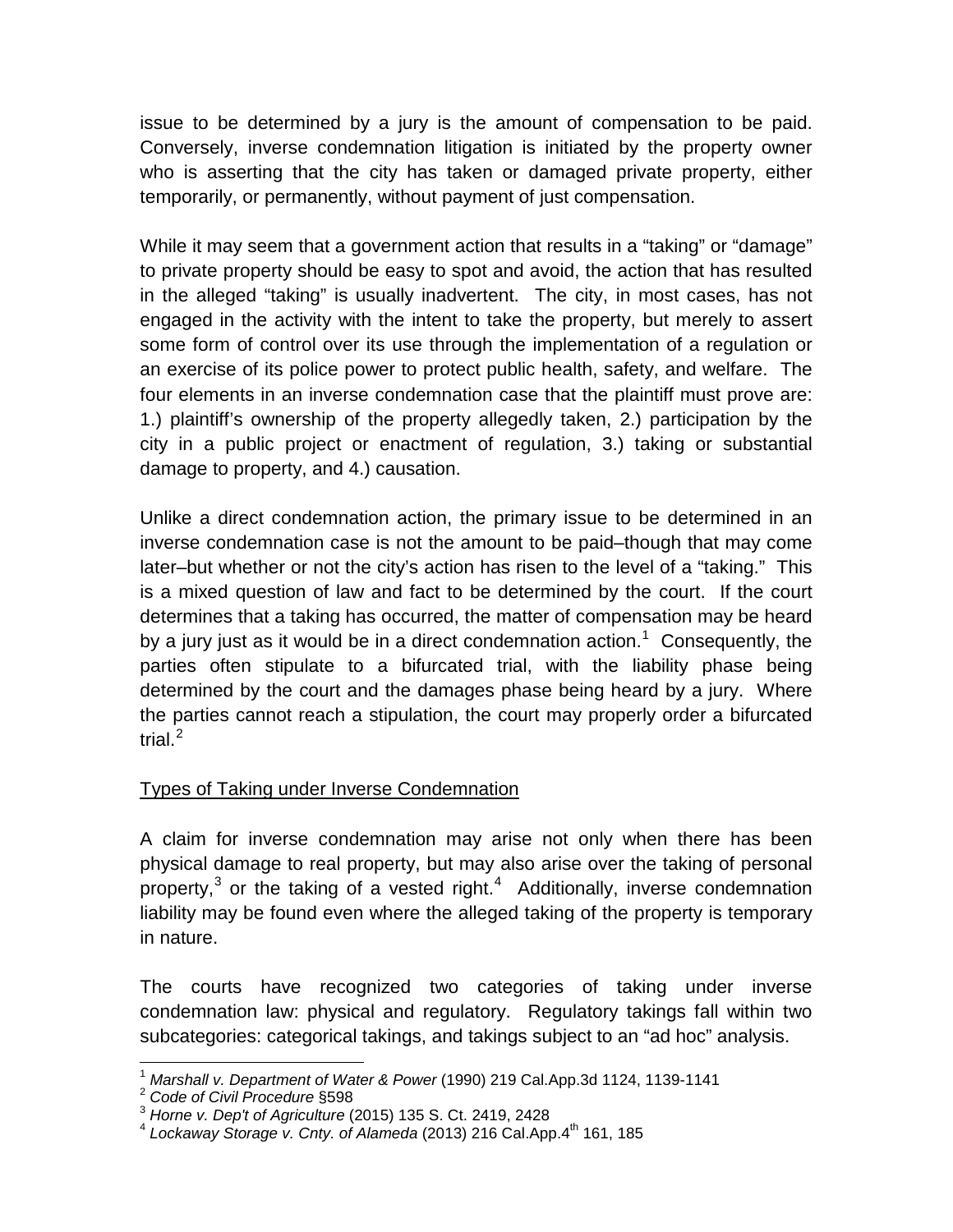issue to be determined by a jury is the amount of compensation to be paid. Conversely, inverse condemnation litigation is initiated by the property owner who is asserting that the city has taken or damaged private property, either temporarily, or permanently, without payment of just compensation.

While it may seem that a government action that results in a "taking" or "damage" to private property should be easy to spot and avoid, the action that has resulted in the alleged "taking" is usually inadvertent. The city, in most cases, has not engaged in the activity with the intent to take the property, but merely to assert some form of control over its use through the implementation of a regulation or an exercise of its police power to protect public health, safety, and welfare. The four elements in an inverse condemnation case that the plaintiff must prove are: 1.) plaintiff's ownership of the property allegedly taken, 2.) participation by the city in a public project or enactment of regulation, 3.) taking or substantial damage to property, and 4.) causation.

Unlike a direct condemnation action, the primary issue to be determined in an inverse condemnation case is not the amount to be paid–though that may come later–but whether or not the city's action has risen to the level of a "taking." This is a mixed question of law and fact to be determined by the court. If the court determines that a taking has occurred, the matter of compensation may be heard by a jury just as it would be in a direct condemnation action.[1] Consequently, the parties often stipulate to a bifurcated trial, with the liability phase being determined by the court and the damages phase being heard by a jury. Where the parties cannot reach a stipulation, the court may properly order a bifurcated trial.[2]

<u>Types of Taking under Inverse Condemnation</u>

A claim for inverse condemnation may arise not only when there has been physical damage to real property, but may also arise over the taking of personal property,[3] or the taking of a vested right.[4] Additionally, inverse condemnation liability may be found even where the alleged taking of the property is temporary in nature.

The courts have recognized two categories of taking under inverse condemnation law: physical and regulatory. Regulatory takings fall within two subcategories: categorical takings, and takings subject to an "ad hoc" analysis.

---

[1] *Marshall v. Department of Water & Power* (1990) 219 Cal.App.3d 1124, 1139-1141

[2] *Code of Civil Procedure* §598

[3] *Horne v. Dep't of Agriculture* (2015) 135 S. Ct. 2419, 2428

[4] *Lockaway Storage v. Cnty. of Alameda* (2013) 216 Cal.App.4th 161, 185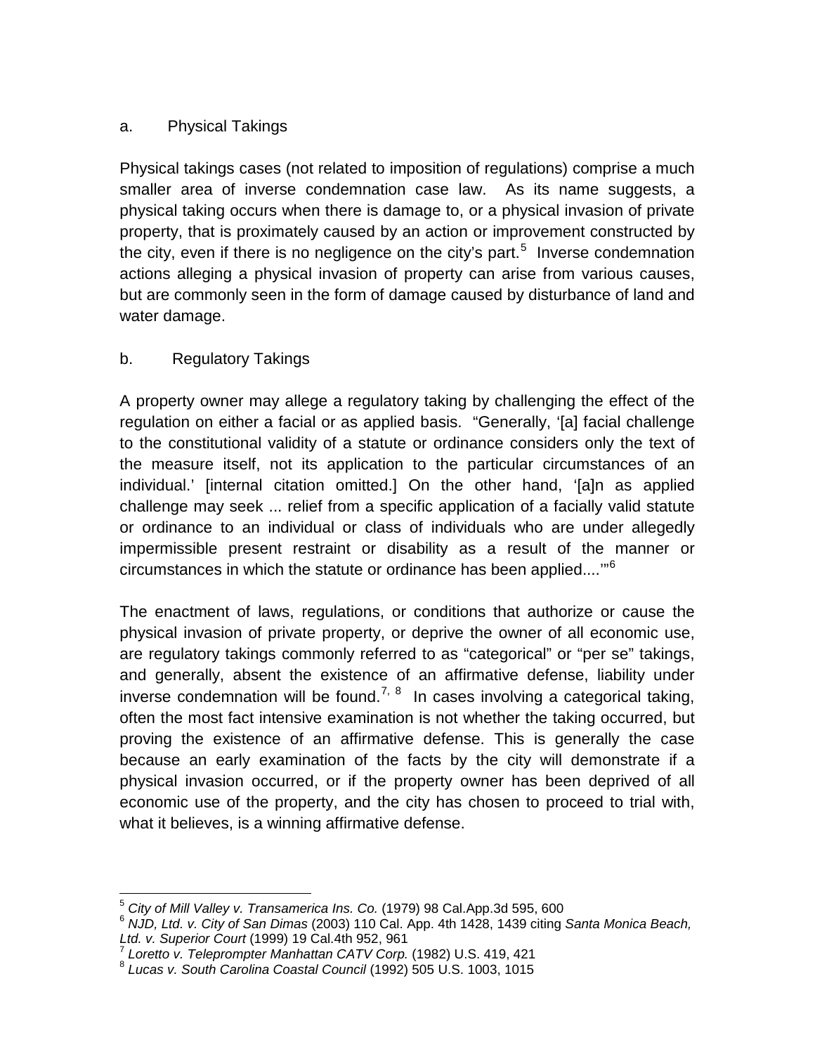### a. Physical Takings

Physical takings cases (not related to imposition of regulations) comprise a much smaller area of inverse condemnation case law. As its name suggests, a physical taking occurs when there is damage to, or a physical invasion of private property, that is proximately caused by an action or improvement constructed by the city, even if there is no negligence on the city's part.[5] Inverse condemnation actions alleging a physical invasion of property can arise from various causes, but are commonly seen in the form of damage caused by disturbance of land and water damage.

### b. Regulatory Takings

A property owner may allege a regulatory taking by challenging the effect of the regulation on either a facial or as applied basis. "Generally, '[a] facial challenge to the constitutional validity of a statute or ordinance considers only the text of the measure itself, not its application to the particular circumstances of an individual.' [internal citation omitted.] On the other hand, '[a]n as applied challenge may seek ... relief from a specific application of a facially valid statute or ordinance to an individual or class of individuals who are under allegedly impermissible present restraint or disability as a result of the manner or circumstances in which the statute or ordinance has been applied....'"[6]

The enactment of laws, regulations, or conditions that authorize or cause the physical invasion of private property, or deprive the owner of all economic use, are regulatory takings commonly referred to as "categorical" or "per se" takings, and generally, absent the existence of an affirmative defense, liability under inverse condemnation will be found.[7, 8] In cases involving a categorical taking, often the most fact intensive examination is not whether the taking occurred, but proving the existence of an affirmative defense. This is generally the case because an early examination of the facts by the city will demonstrate if a physical invasion occurred, or if the property owner has been deprived of all economic use of the property, and the city has chosen to proceed to trial with, what it believes, is a winning affirmative defense.

---

[5] *City of Mill Valley v. Transamerica Ins. Co.* (1979) 98 Cal.App.3d 595, 600

[6] *NJD, Ltd. v. City of San Dimas* (2003) 110 Cal. App. 4th 1428, 1439 citing *Santa Monica Beach, Ltd. v. Superior Court* (1999) 19 Cal.4th 952, 961

[7] *Loretto v. Teleprompter Manhattan CATV Corp.* (1982) U.S. 419, 421

[8] *Lucas v. South Carolina Coastal Council* (1992) 505 U.S. 1003, 1015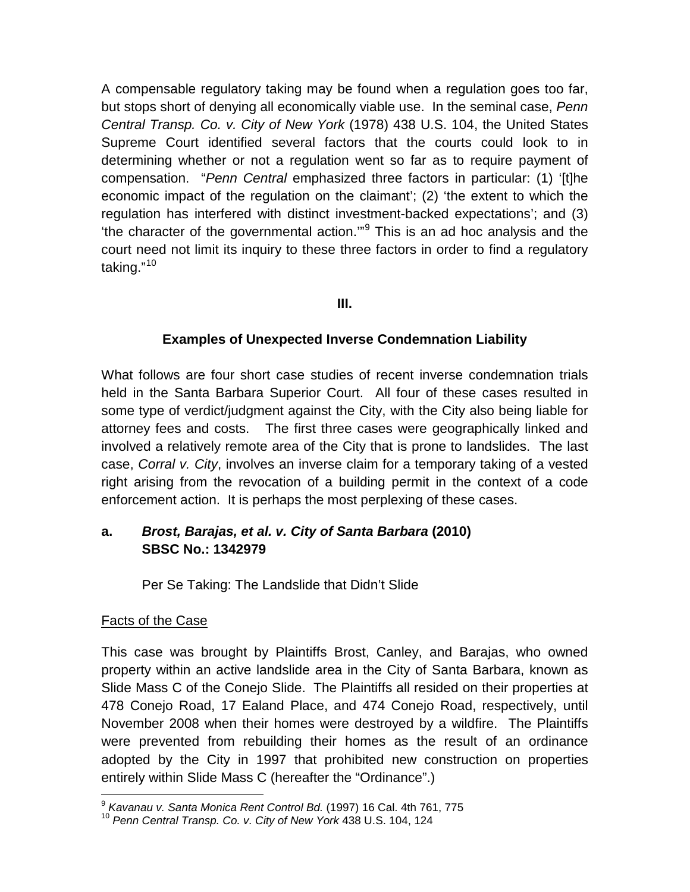A compensable regulatory taking may be found when a regulation goes too far, but stops short of denying all economically viable use. In the seminal case, *Penn Central Transp. Co. v. City of New York* (1978) 438 U.S. 104, the United States Supreme Court identified several factors that the courts could look to in determining whether or not a regulation went so far as to require payment of compensation. "*Penn Central* emphasized three factors in particular: (1) '[t]he economic impact of the regulation on the claimant'; (2) 'the extent to which the regulation has interfered with distinct investment-backed expectations'; and (3) 'the character of the governmental action.'"[9] This is an ad hoc analysis and the court need not limit its inquiry to these three factors in order to find a regulatory taking."[10]

## III.

## Examples of Unexpected Inverse Condemnation Liability

What follows are four short case studies of recent inverse condemnation trials held in the Santa Barbara Superior Court. All four of these cases resulted in some type of verdict/judgment against the City, with the City also being liable for attorney fees and costs. The first three cases were geographically linked and involved a relatively remote area of the City that is prone to landslides. The last case, *Corral v. City*, involves an inverse claim for a temporary taking of a vested right arising from the revocation of a building permit in the context of a code enforcement action. It is perhaps the most perplexing of these cases.

### a. *Brost, Barajas, et al. v. City of Santa Barbara* (2010) SBSC No.: 1342979

Per Se Taking: The Landslide that Didn't Slide

<u>Facts of the Case</u>

This case was brought by Plaintiffs Brost, Canley, and Barajas, who owned property within an active landslide area in the City of Santa Barbara, known as Slide Mass C of the Conejo Slide. The Plaintiffs all resided on their properties at 478 Conejo Road, 17 Ealand Place, and 474 Conejo Road, respectively, until November 2008 when their homes were destroyed by a wildfire. The Plaintiffs were prevented from rebuilding their homes as the result of an ordinance adopted by the City in 1997 that prohibited new construction on properties entirely within Slide Mass C (hereafter the "Ordinance".)

---

[9] *Kavanau v. Santa Monica Rent Control Bd.* (1997) 16 Cal. 4th 761, 775

[10] *Penn Central Transp. Co. v. City of New York* 438 U.S. 104, 124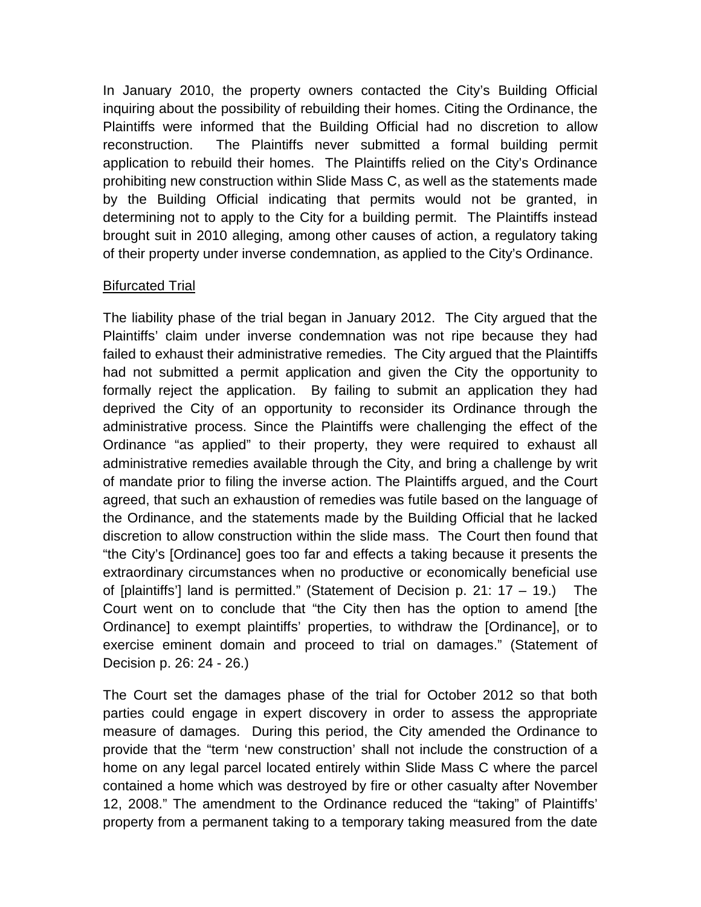In January 2010, the property owners contacted the City's Building Official inquiring about the possibility of rebuilding their homes. Citing the Ordinance, the Plaintiffs were informed that the Building Official had no discretion to allow reconstruction. The Plaintiffs never submitted a formal building permit application to rebuild their homes. The Plaintiffs relied on the City's Ordinance prohibiting new construction within Slide Mass C, as well as the statements made by the Building Official indicating that permits would not be granted, in determining not to apply to the City for a building permit. The Plaintiffs instead brought suit in 2010 alleging, among other causes of action, a regulatory taking of their property under inverse condemnation, as applied to the City's Ordinance.

<u>Bifurcated Trial</u>

The liability phase of the trial began in January 2012. The City argued that the Plaintiffs' claim under inverse condemnation was not ripe because they had failed to exhaust their administrative remedies. The City argued that the Plaintiffs had not submitted a permit application and given the City the opportunity to formally reject the application. By failing to submit an application they had deprived the City of an opportunity to reconsider its Ordinance through the administrative process. Since the Plaintiffs were challenging the effect of the Ordinance "as applied" to their property, they were required to exhaust all administrative remedies available through the City, and bring a challenge by writ of mandate prior to filing the inverse action. The Plaintiffs argued, and the Court agreed, that such an exhaustion of remedies was futile based on the language of the Ordinance, and the statements made by the Building Official that he lacked discretion to allow construction within the slide mass. The Court then found that "the City's [Ordinance] goes too far and effects a taking because it presents the extraordinary circumstances when no productive or economically beneficial use of [plaintiffs'] land is permitted." (Statement of Decision p. 21: 17 – 19.) The Court went on to conclude that "the City then has the option to amend [the Ordinance] to exempt plaintiffs' properties, to withdraw the [Ordinance], or to exercise eminent domain and proceed to trial on damages." (Statement of Decision p. 26: 24 - 26.)

The Court set the damages phase of the trial for October 2012 so that both parties could engage in expert discovery in order to assess the appropriate measure of damages. During this period, the City amended the Ordinance to provide that the "term 'new construction' shall not include the construction of a home on any legal parcel located entirely within Slide Mass C where the parcel contained a home which was destroyed by fire or other casualty after November 12, 2008." The amendment to the Ordinance reduced the "taking" of Plaintiffs' property from a permanent taking to a temporary taking measured from the date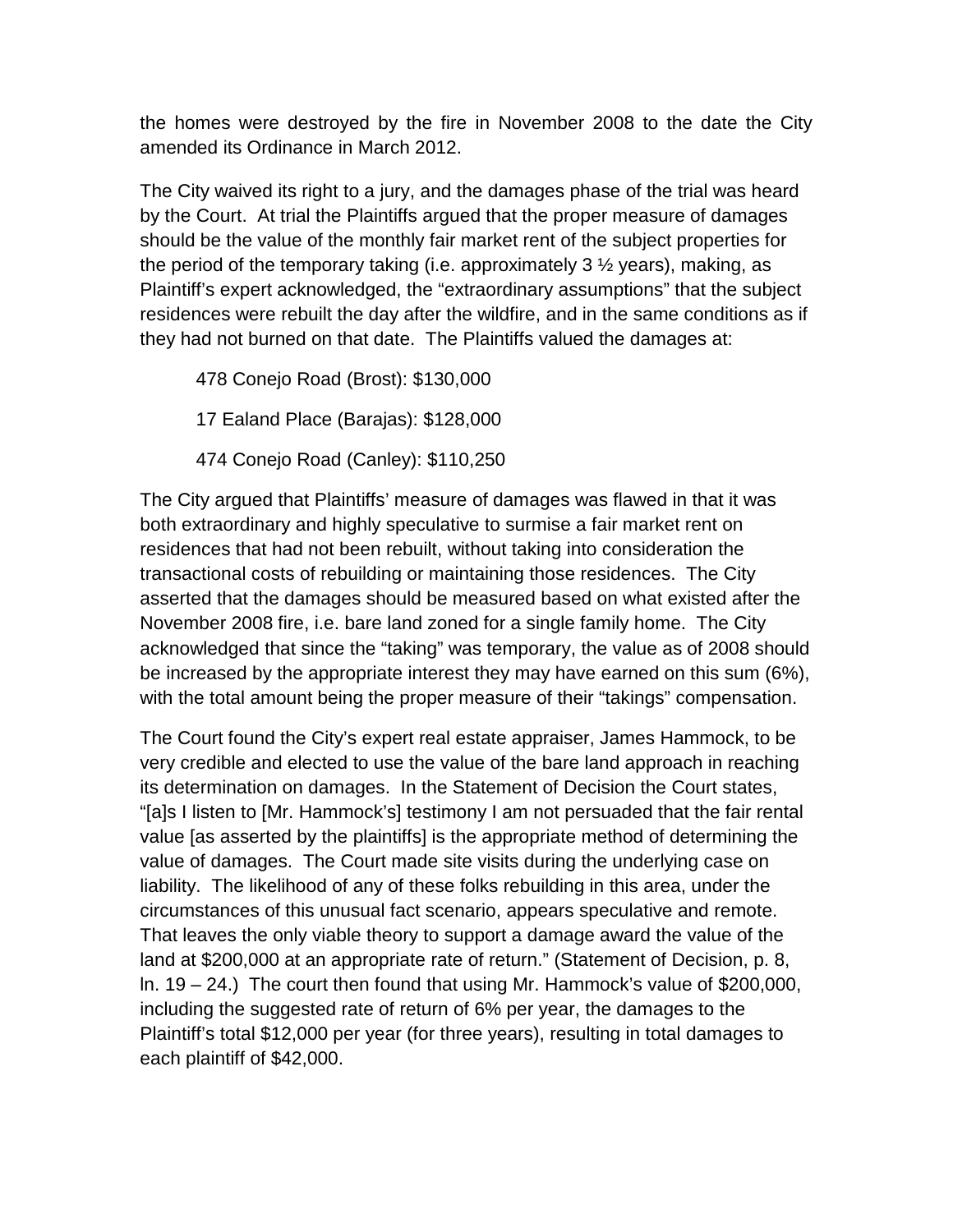the homes were destroyed by the fire in November 2008 to the date the City amended its Ordinance in March 2012.

The City waived its right to a jury, and the damages phase of the trial was heard by the Court. At trial the Plaintiffs argued that the proper measure of damages should be the value of the monthly fair market rent of the subject properties for the period of the temporary taking (i.e. approximately 3 ½ years), making, as Plaintiff's expert acknowledged, the "extraordinary assumptions" that the subject residences were rebuilt the day after the wildfire, and in the same conditions as if they had not burned on that date. The Plaintiffs valued the damages at:

478 Conejo Road (Brost): $130,000

17 Ealand Place (Barajas): $128,000

474 Conejo Road (Canley): $110,250

The City argued that Plaintiffs' measure of damages was flawed in that it was both extraordinary and highly speculative to surmise a fair market rent on residences that had not been rebuilt, without taking into consideration the transactional costs of rebuilding or maintaining those residences. The City asserted that the damages should be measured based on what existed after the November 2008 fire, i.e. bare land zoned for a single family home. The City acknowledged that since the "taking" was temporary, the value as of 2008 should be increased by the appropriate interest they may have earned on this sum (6%), with the total amount being the proper measure of their "takings" compensation.

The Court found the City's expert real estate appraiser, James Hammock, to be very credible and elected to use the value of the bare land approach in reaching its determination on damages. In the Statement of Decision the Court states, "[a]s I listen to [Mr. Hammock's] testimony I am not persuaded that the fair rental value [as asserted by the plaintiffs] is the appropriate method of determining the value of damages. The Court made site visits during the underlying case on liability. The likelihood of any of these folks rebuilding in this area, under the circumstances of this unusual fact scenario, appears speculative and remote. That leaves the only viable theory to support a damage award the value of the land at $200,000 at an appropriate rate of return." (Statement of Decision, p. 8, ln. 19 – 24.) The court then found that using Mr. Hammock's value of $200,000, including the suggested rate of return of 6% per year, the damages to the Plaintiff's total $12,000 per year (for three years), resulting in total damages to each plaintiff of $42,000.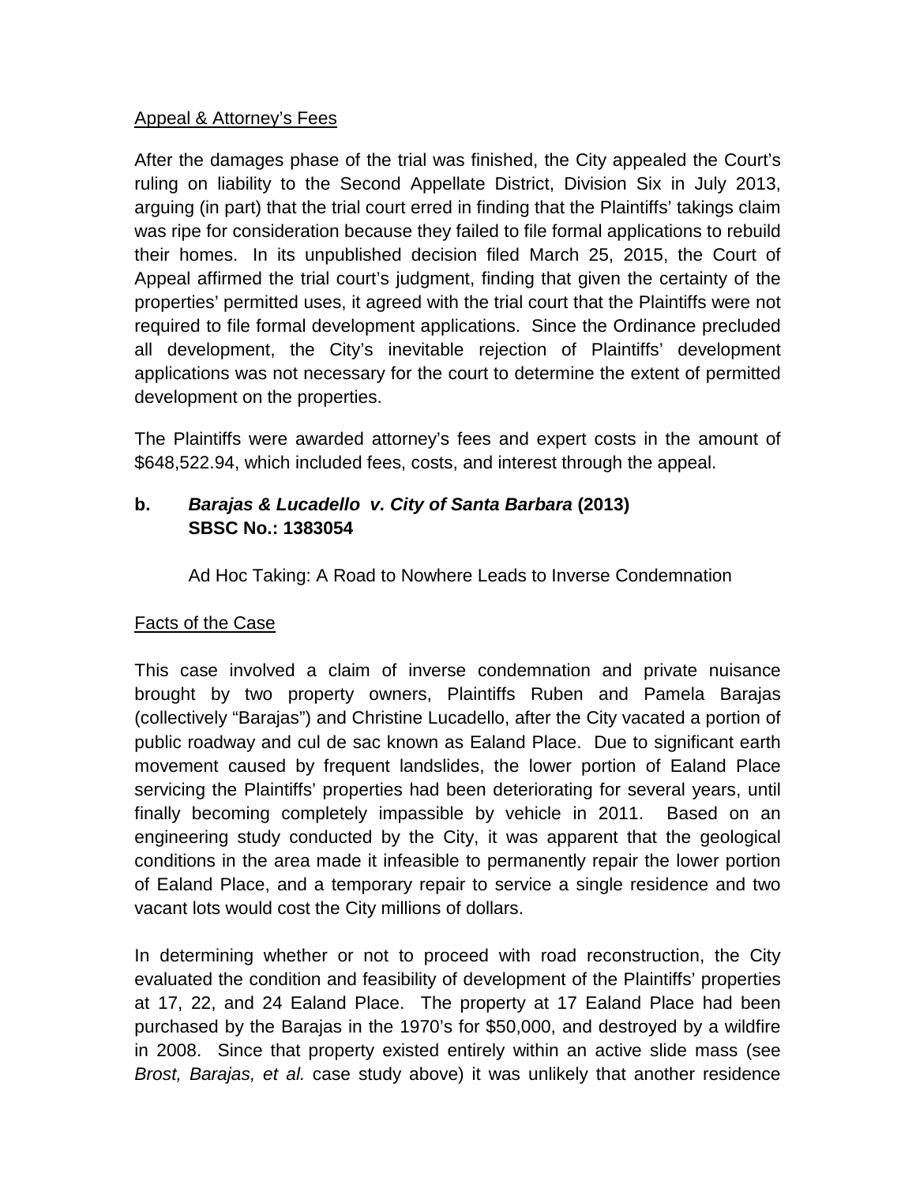Appeal & Attorney's Fees

After the damages phase of the trial was finished, the City appealed the Court's ruling on liability to the Second Appellate District, Division Six in July 2013, arguing (in part) that the trial court erred in finding that the Plaintiffs' takings claim was ripe for consideration because they failed to file formal applications to rebuild their homes. In its unpublished decision filed March 25, 2015, the Court of Appeal affirmed the trial court's judgment, finding that given the certainty of the properties' permitted uses, it agreed with the trial court that the Plaintiffs were not required to file formal development applications. Since the Ordinance precluded all development, the City's inevitable rejection of Plaintiffs' development applications was not necessary for the court to determine the extent of permitted development on the properties.

The Plaintiffs were awarded attorney's fees and expert costs in the amount of $648,522.94, which included fees, costs, and interest through the appeal.

**b. *Barajas & Lucadello v. City of Santa Barbara* (2013)**
**SBSC No.: 1383054**

Ad Hoc Taking: A Road to Nowhere Leads to Inverse Condemnation

Facts of the Case

This case involved a claim of inverse condemnation and private nuisance brought by two property owners, Plaintiffs Ruben and Pamela Barajas (collectively "Barajas") and Christine Lucadello, after the City vacated a portion of public roadway and cul de sac known as Ealand Place. Due to significant earth movement caused by frequent landslides, the lower portion of Ealand Place servicing the Plaintiffs' properties had been deteriorating for several years, until finally becoming completely impassible by vehicle in 2011. Based on an engineering study conducted by the City, it was apparent that the geological conditions in the area made it infeasible to permanently repair the lower portion of Ealand Place, and a temporary repair to service a single residence and two vacant lots would cost the City millions of dollars.

In determining whether or not to proceed with road reconstruction, the City evaluated the condition and feasibility of development of the Plaintiffs' properties at 17, 22, and 24 Ealand Place. The property at 17 Ealand Place had been purchased by the Barajas in the 1970's for $50,000, and destroyed by a wildfire in 2008. Since that property existed entirely within an active slide mass (see *Brost, Barajas, et al.* case study above) it was unlikely that another residence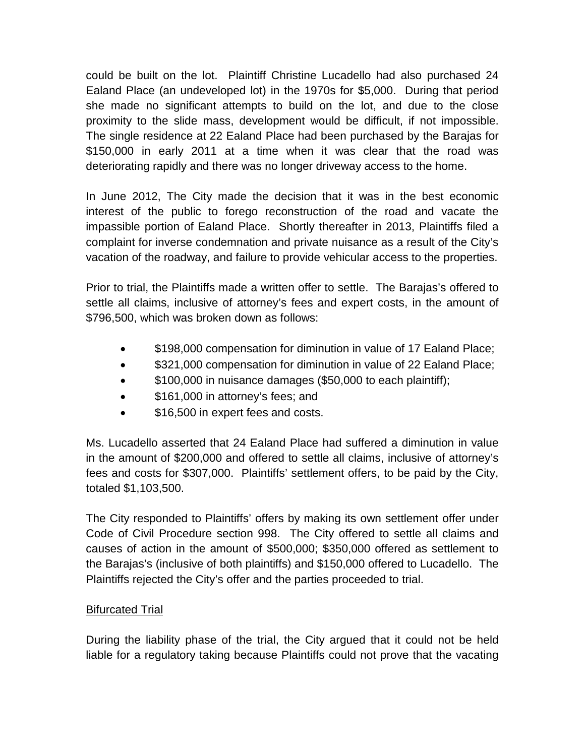could be built on the lot. Plaintiff Christine Lucadello had also purchased 24 Ealand Place (an undeveloped lot) in the 1970s for $5,000. During that period she made no significant attempts to build on the lot, and due to the close proximity to the slide mass, development would be difficult, if not impossible. The single residence at 22 Ealand Place had been purchased by the Barajas for $150,000 in early 2011 at a time when it was clear that the road was deteriorating rapidly and there was no longer driveway access to the home.

In June 2012, The City made the decision that it was in the best economic interest of the public to forego reconstruction of the road and vacate the impassible portion of Ealand Place. Shortly thereafter in 2013, Plaintiffs filed a complaint for inverse condemnation and private nuisance as a result of the City's vacation of the roadway, and failure to provide vehicular access to the properties.

Prior to trial, the Plaintiffs made a written offer to settle. The Barajas's offered to settle all claims, inclusive of attorney's fees and expert costs, in the amount of $796,500, which was broken down as follows:

- $198,000 compensation for diminution in value of 17 Ealand Place;
- $321,000 compensation for diminution in value of 22 Ealand Place;
- $100,000 in nuisance damages ($50,000 to each plaintiff);
- $161,000 in attorney's fees; and
- $16,500 in expert fees and costs.

Ms. Lucadello asserted that 24 Ealand Place had suffered a diminution in value in the amount of $200,000 and offered to settle all claims, inclusive of attorney's fees and costs for $307,000. Plaintiffs' settlement offers, to be paid by the City, totaled $1,103,500.

The City responded to Plaintiffs' offers by making its own settlement offer under Code of Civil Procedure section 998. The City offered to settle all claims and causes of action in the amount of $500,000; $350,000 offered as settlement to the Barajas's (inclusive of both plaintiffs) and $150,000 offered to Lucadello. The Plaintiffs rejected the City's offer and the parties proceeded to trial.

<u>Bifurcated Trial</u>

During the liability phase of the trial, the City argued that it could not be held liable for a regulatory taking because Plaintiffs could not prove that the vacating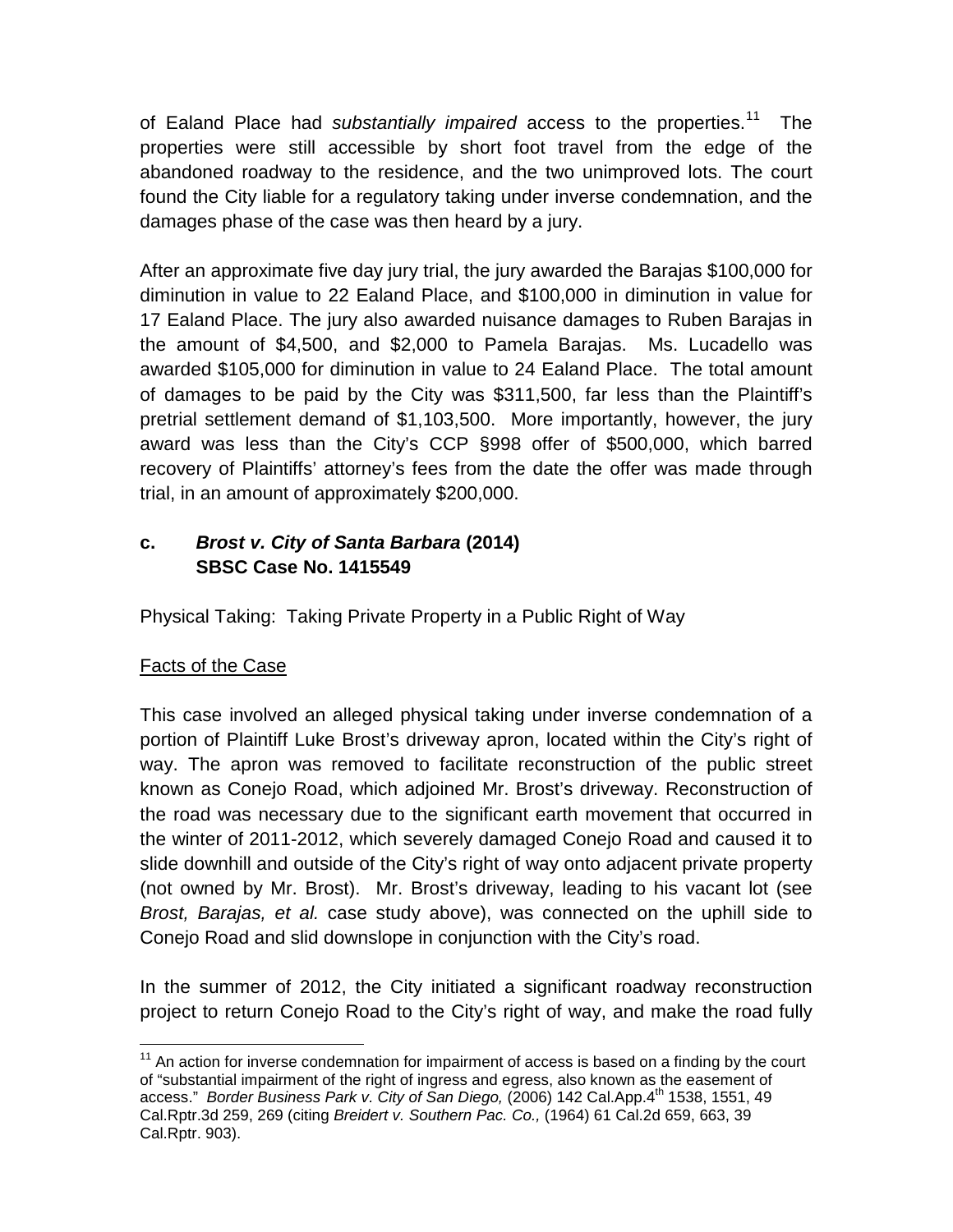of Ealand Place had *substantially impaired* access to the properties.[11] The properties were still accessible by short foot travel from the edge of the abandoned roadway to the residence, and the two unimproved lots. The court found the City liable for a regulatory taking under inverse condemnation, and the damages phase of the case was then heard by a jury.

After an approximate five day jury trial, the jury awarded the Barajas $100,000 for diminution in value to 22 Ealand Place, and $100,000 in diminution in value for 17 Ealand Place. The jury also awarded nuisance damages to Ruben Barajas in the amount of $4,500, and $2,000 to Pamela Barajas. Ms. Lucadello was awarded $105,000 for diminution in value to 24 Ealand Place. The total amount of damages to be paid by the City was $311,500, far less than the Plaintiff's pretrial settlement demand of $1,103,500. More importantly, however, the jury award was less than the City's CCP §998 offer of $500,000, which barred recovery of Plaintiffs' attorney's fees from the date the offer was made through trial, in an amount of approximately $200,000.

### c. ***Brost v. City of Santa Barbara*** **(2014)**
**SBSC Case No. 1415549**

Physical Taking: Taking Private Property in a Public Right of Way

<u>Facts of the Case</u>

This case involved an alleged physical taking under inverse condemnation of a portion of Plaintiff Luke Brost's driveway apron, located within the City's right of way. The apron was removed to facilitate reconstruction of the public street known as Conejo Road, which adjoined Mr. Brost's driveway. Reconstruction of the road was necessary due to the significant earth movement that occurred in the winter of 2011-2012, which severely damaged Conejo Road and caused it to slide downhill and outside of the City's right of way onto adjacent private property (not owned by Mr. Brost). Mr. Brost's driveway, leading to his vacant lot (see *Brost, Barajas, et al.* case study above), was connected on the uphill side to Conejo Road and slid downslope in conjunction with the City's road.

In the summer of 2012, the City initiated a significant roadway reconstruction project to return Conejo Road to the City's right of way, and make the road fully

---

[11] An action for inverse condemnation for impairment of access is based on a finding by the court of "substantial impairment of the right of ingress and egress, also known as the easement of access." *Border Business Park v. City of San Diego,* (2006) 142 Cal.App.4th 1538, 1551, 49 Cal.Rptr.3d 259, 269 (citing *Breidert v. Southern Pac. Co.,* (1964) 61 Cal.2d 659, 663, 39 Cal.Rptr. 903).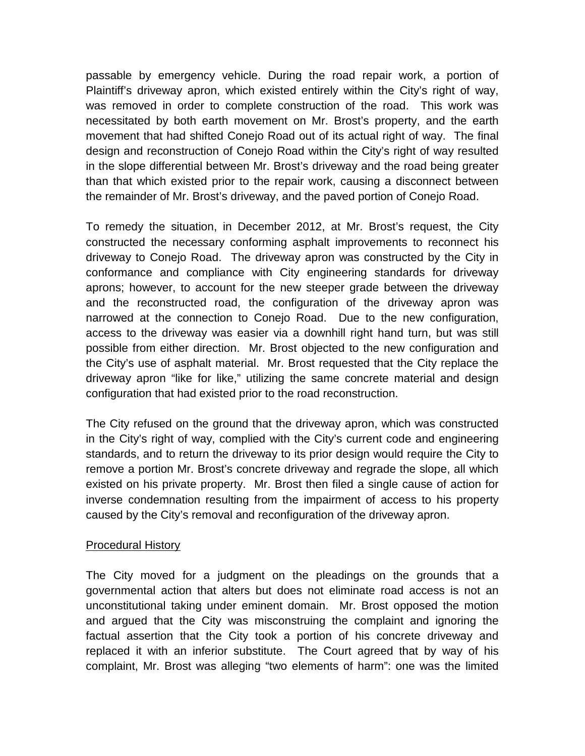passable by emergency vehicle. During the road repair work, a portion of Plaintiff's driveway apron, which existed entirely within the City's right of way, was removed in order to complete construction of the road. This work was necessitated by both earth movement on Mr. Brost's property, and the earth movement that had shifted Conejo Road out of its actual right of way. The final design and reconstruction of Conejo Road within the City's right of way resulted in the slope differential between Mr. Brost's driveway and the road being greater than that which existed prior to the repair work, causing a disconnect between the remainder of Mr. Brost's driveway, and the paved portion of Conejo Road.

To remedy the situation, in December 2012, at Mr. Brost's request, the City constructed the necessary conforming asphalt improvements to reconnect his driveway to Conejo Road. The driveway apron was constructed by the City in conformance and compliance with City engineering standards for driveway aprons; however, to account for the new steeper grade between the driveway and the reconstructed road, the configuration of the driveway apron was narrowed at the connection to Conejo Road. Due to the new configuration, access to the driveway was easier via a downhill right hand turn, but was still possible from either direction. Mr. Brost objected to the new configuration and the City's use of asphalt material. Mr. Brost requested that the City replace the driveway apron "like for like," utilizing the same concrete material and design configuration that had existed prior to the road reconstruction.

The City refused on the ground that the driveway apron, which was constructed in the City's right of way, complied with the City's current code and engineering standards, and to return the driveway to its prior design would require the City to remove a portion Mr. Brost's concrete driveway and regrade the slope, all which existed on his private property. Mr. Brost then filed a single cause of action for inverse condemnation resulting from the impairment of access to his property caused by the City's removal and reconfiguration of the driveway apron.

<u>Procedural History</u>

The City moved for a judgment on the pleadings on the grounds that a governmental action that alters but does not eliminate road access is not an unconstitutional taking under eminent domain. Mr. Brost opposed the motion and argued that the City was misconstruing the complaint and ignoring the factual assertion that the City took a portion of his concrete driveway and replaced it with an inferior substitute. The Court agreed that by way of his complaint, Mr. Brost was alleging "two elements of harm": one was the limited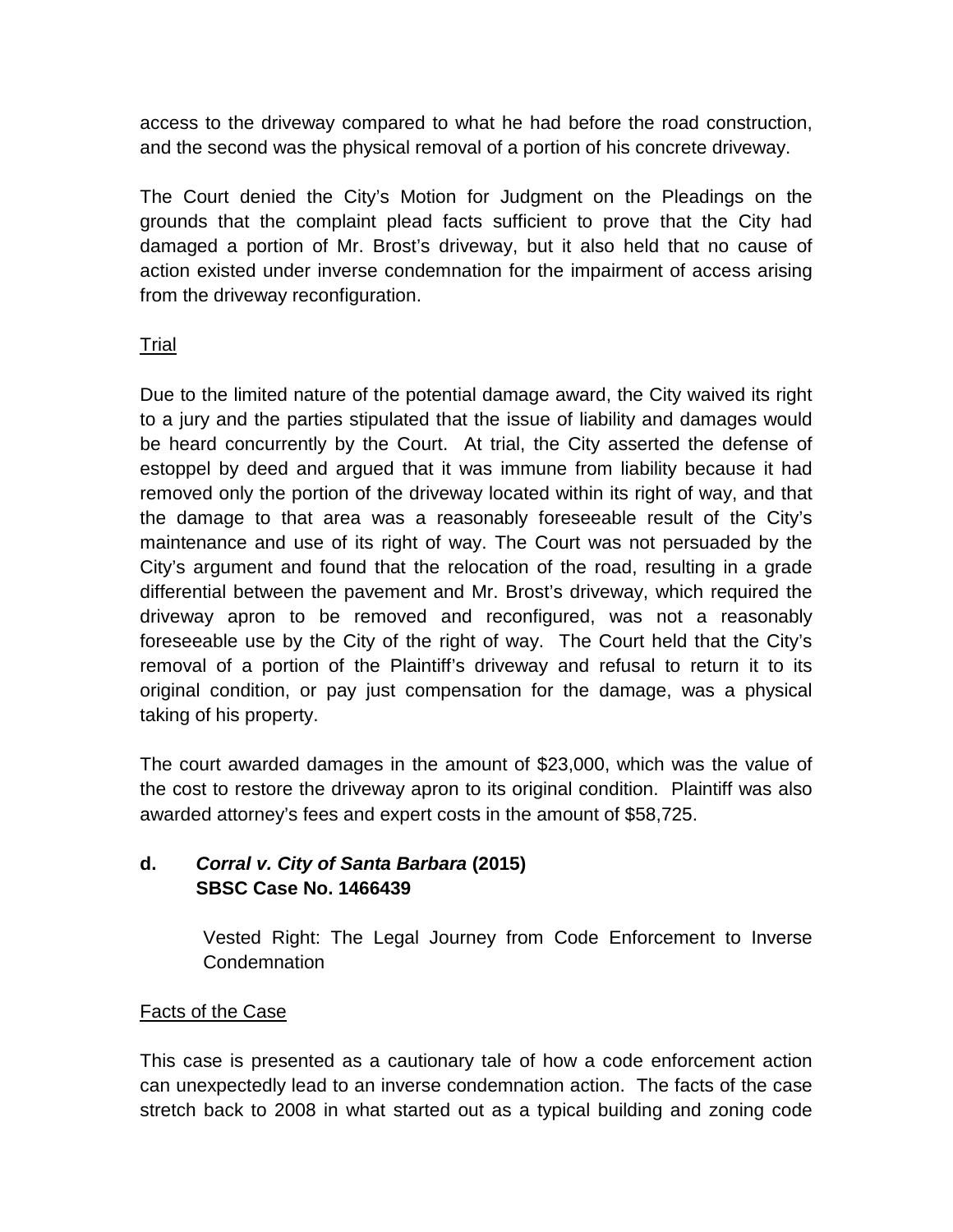access to the driveway compared to what he had before the road construction, and the second was the physical removal of a portion of his concrete driveway.

The Court denied the City's Motion for Judgment on the Pleadings on the grounds that the complaint plead facts sufficient to prove that the City had damaged a portion of Mr. Brost's driveway, but it also held that no cause of action existed under inverse condemnation for the impairment of access arising from the driveway reconfiguration.

<u>Trial</u>

Due to the limited nature of the potential damage award, the City waived its right to a jury and the parties stipulated that the issue of liability and damages would be heard concurrently by the Court. At trial, the City asserted the defense of estoppel by deed and argued that it was immune from liability because it had removed only the portion of the driveway located within its right of way, and that the damage to that area was a reasonably foreseeable result of the City's maintenance and use of its right of way. The Court was not persuaded by the City's argument and found that the relocation of the road, resulting in a grade differential between the pavement and Mr. Brost's driveway, which required the driveway apron to be removed and reconfigured, was not a reasonably foreseeable use by the City of the right of way. The Court held that the City's removal of a portion of the Plaintiff's driveway and refusal to return it to its original condition, or pay just compensation for the damage, was a physical taking of his property.

The court awarded damages in the amount of $23,000, which was the value of the cost to restore the driveway apron to its original condition. Plaintiff was also awarded attorney's fees and expert costs in the amount of $58,725.

### d. ***Corral v. City of Santa Barbara* (2015)**
**SBSC Case No. 1466439**

Vested Right: The Legal Journey from Code Enforcement to Inverse Condemnation

<u>Facts of the Case</u>

This case is presented as a cautionary tale of how a code enforcement action can unexpectedly lead to an inverse condemnation action. The facts of the case stretch back to 2008 in what started out as a typical building and zoning code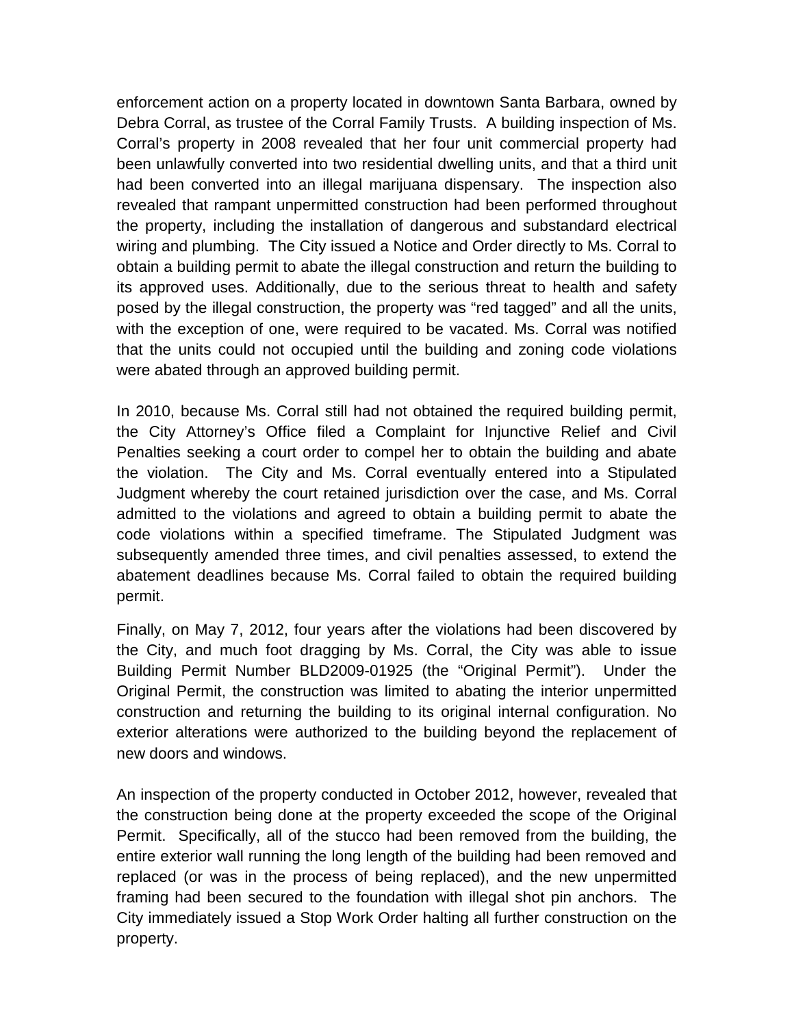enforcement action on a property located in downtown Santa Barbara, owned by Debra Corral, as trustee of the Corral Family Trusts. A building inspection of Ms. Corral's property in 2008 revealed that her four unit commercial property had been unlawfully converted into two residential dwelling units, and that a third unit had been converted into an illegal marijuana dispensary. The inspection also revealed that rampant unpermitted construction had been performed throughout the property, including the installation of dangerous and substandard electrical wiring and plumbing. The City issued a Notice and Order directly to Ms. Corral to obtain a building permit to abate the illegal construction and return the building to its approved uses. Additionally, due to the serious threat to health and safety posed by the illegal construction, the property was "red tagged" and all the units, with the exception of one, were required to be vacated. Ms. Corral was notified that the units could not occupied until the building and zoning code violations were abated through an approved building permit.

In 2010, because Ms. Corral still had not obtained the required building permit, the City Attorney's Office filed a Complaint for Injunctive Relief and Civil Penalties seeking a court order to compel her to obtain the building and abate the violation. The City and Ms. Corral eventually entered into a Stipulated Judgment whereby the court retained jurisdiction over the case, and Ms. Corral admitted to the violations and agreed to obtain a building permit to abate the code violations within a specified timeframe. The Stipulated Judgment was subsequently amended three times, and civil penalties assessed, to extend the abatement deadlines because Ms. Corral failed to obtain the required building permit.

Finally, on May 7, 2012, four years after the violations had been discovered by the City, and much foot dragging by Ms. Corral, the City was able to issue Building Permit Number BLD2009-01925 (the "Original Permit"). Under the Original Permit, the construction was limited to abating the interior unpermitted construction and returning the building to its original internal configuration. No exterior alterations were authorized to the building beyond the replacement of new doors and windows.

An inspection of the property conducted in October 2012, however, revealed that the construction being done at the property exceeded the scope of the Original Permit. Specifically, all of the stucco had been removed from the building, the entire exterior wall running the long length of the building had been removed and replaced (or was in the process of being replaced), and the new unpermitted framing had been secured to the foundation with illegal shot pin anchors. The City immediately issued a Stop Work Order halting all further construction on the property.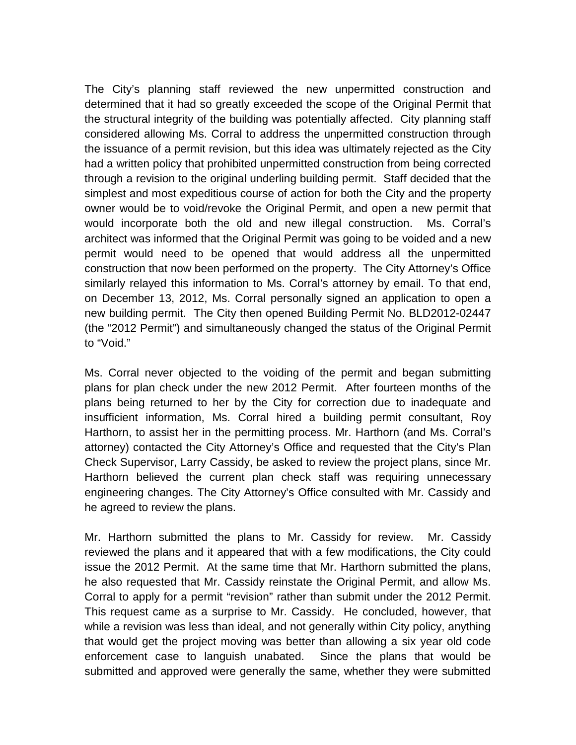The City's planning staff reviewed the new unpermitted construction and determined that it had so greatly exceeded the scope of the Original Permit that the structural integrity of the building was potentially affected. City planning staff considered allowing Ms. Corral to address the unpermitted construction through the issuance of a permit revision, but this idea was ultimately rejected as the City had a written policy that prohibited unpermitted construction from being corrected through a revision to the original underling building permit. Staff decided that the simplest and most expeditious course of action for both the City and the property owner would be to void/revoke the Original Permit, and open a new permit that would incorporate both the old and new illegal construction. Ms. Corral's architect was informed that the Original Permit was going to be voided and a new permit would need to be opened that would address all the unpermitted construction that now been performed on the property. The City Attorney's Office similarly relayed this information to Ms. Corral's attorney by email. To that end, on December 13, 2012, Ms. Corral personally signed an application to open a new building permit. The City then opened Building Permit No. BLD2012-02447 (the "2012 Permit") and simultaneously changed the status of the Original Permit to "Void."

Ms. Corral never objected to the voiding of the permit and began submitting plans for plan check under the new 2012 Permit. After fourteen months of the plans being returned to her by the City for correction due to inadequate and insufficient information, Ms. Corral hired a building permit consultant, Roy Harthorn, to assist her in the permitting process. Mr. Harthorn (and Ms. Corral's attorney) contacted the City Attorney's Office and requested that the City's Plan Check Supervisor, Larry Cassidy, be asked to review the project plans, since Mr. Harthorn believed the current plan check staff was requiring unnecessary engineering changes. The City Attorney's Office consulted with Mr. Cassidy and he agreed to review the plans.

Mr. Harthorn submitted the plans to Mr. Cassidy for review. Mr. Cassidy reviewed the plans and it appeared that with a few modifications, the City could issue the 2012 Permit. At the same time that Mr. Harthorn submitted the plans, he also requested that Mr. Cassidy reinstate the Original Permit, and allow Ms. Corral to apply for a permit "revision" rather than submit under the 2012 Permit. This request came as a surprise to Mr. Cassidy. He concluded, however, that while a revision was less than ideal, and not generally within City policy, anything that would get the project moving was better than allowing a six year old code enforcement case to languish unabated. Since the plans that would be submitted and approved were generally the same, whether they were submitted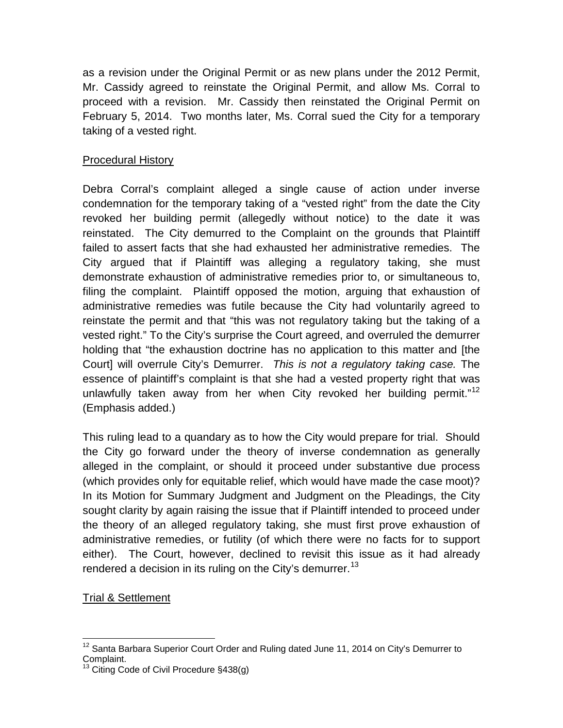as a revision under the Original Permit or as new plans under the 2012 Permit, Mr. Cassidy agreed to reinstate the Original Permit, and allow Ms. Corral to proceed with a revision. Mr. Cassidy then reinstated the Original Permit on February 5, 2014. Two months later, Ms. Corral sued the City for a temporary taking of a vested right.

## Procedural History

Debra Corral's complaint alleged a single cause of action under inverse condemnation for the temporary taking of a "vested right" from the date the City revoked her building permit (allegedly without notice) to the date it was reinstated. The City demurred to the Complaint on the grounds that Plaintiff failed to assert facts that she had exhausted her administrative remedies. The City argued that if Plaintiff was alleging a regulatory taking, she must demonstrate exhaustion of administrative remedies prior to, or simultaneous to, filing the complaint. Plaintiff opposed the motion, arguing that exhaustion of administrative remedies was futile because the City had voluntarily agreed to reinstate the permit and that "this was not regulatory taking but the taking of a vested right." To the City's surprise the Court agreed, and overruled the demurrer holding that "the exhaustion doctrine has no application to this matter and [the Court] will overrule City's Demurrer. *This is not a regulatory taking case.* The essence of plaintiff's complaint is that she had a vested property right that was unlawfully taken away from her when City revoked her building permit."[12] (Emphasis added.)

This ruling lead to a quandary as to how the City would prepare for trial. Should the City go forward under the theory of inverse condemnation as generally alleged in the complaint, or should it proceed under substantive due process (which provides only for equitable relief, which would have made the case moot)? In its Motion for Summary Judgment and Judgment on the Pleadings, the City sought clarity by again raising the issue that if Plaintiff intended to proceed under the theory of an alleged regulatory taking, she must first prove exhaustion of administrative remedies, or futility (of which there were no facts for to support either). The Court, however, declined to revisit this issue as it had already rendered a decision in its ruling on the City's demurrer.[13]

## Trial & Settlement

---

[12] Santa Barbara Superior Court Order and Ruling dated June 11, 2014 on City's Demurrer to Complaint.

[13] Citing Code of Civil Procedure §438(g)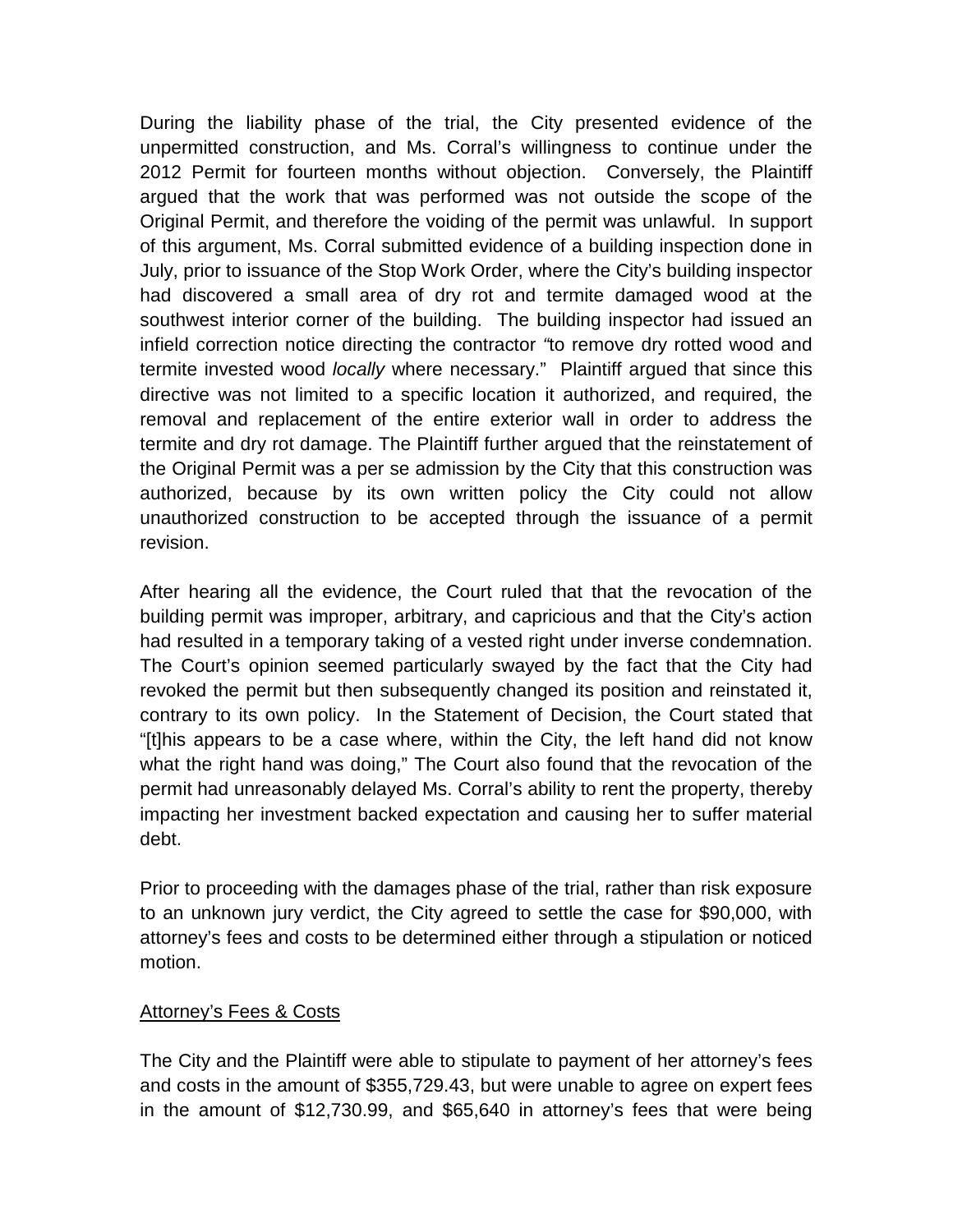During the liability phase of the trial, the City presented evidence of the unpermitted construction, and Ms. Corral's willingness to continue under the 2012 Permit for fourteen months without objection. Conversely, the Plaintiff argued that the work that was performed was not outside the scope of the Original Permit, and therefore the voiding of the permit was unlawful. In support of this argument, Ms. Corral submitted evidence of a building inspection done in July, prior to issuance of the Stop Work Order, where the City's building inspector had discovered a small area of dry rot and termite damaged wood at the southwest interior corner of the building. The building inspector had issued an infield correction notice directing the contractor "to remove dry rotted wood and termite invested wood *locally* where necessary." Plaintiff argued that since this directive was not limited to a specific location it authorized, and required, the removal and replacement of the entire exterior wall in order to address the termite and dry rot damage. The Plaintiff further argued that the reinstatement of the Original Permit was a per se admission by the City that this construction was authorized, because by its own written policy the City could not allow unauthorized construction to be accepted through the issuance of a permit revision.

After hearing all the evidence, the Court ruled that that the revocation of the building permit was improper, arbitrary, and capricious and that the City's action had resulted in a temporary taking of a vested right under inverse condemnation. The Court's opinion seemed particularly swayed by the fact that the City had revoked the permit but then subsequently changed its position and reinstated it, contrary to its own policy. In the Statement of Decision, the Court stated that "[t]his appears to be a case where, within the City, the left hand did not know what the right hand was doing," The Court also found that the revocation of the permit had unreasonably delayed Ms. Corral's ability to rent the property, thereby impacting her investment backed expectation and causing her to suffer material debt.

Prior to proceeding with the damages phase of the trial, rather than risk exposure to an unknown jury verdict, the City agreed to settle the case for $90,000, with attorney's fees and costs to be determined either through a stipulation or noticed motion.

## Attorney's Fees & Costs

The City and the Plaintiff were able to stipulate to payment of her attorney's fees and costs in the amount of $355,729.43, but were unable to agree on expert fees in the amount of $12,730.99, and $65,640 in attorney's fees that were being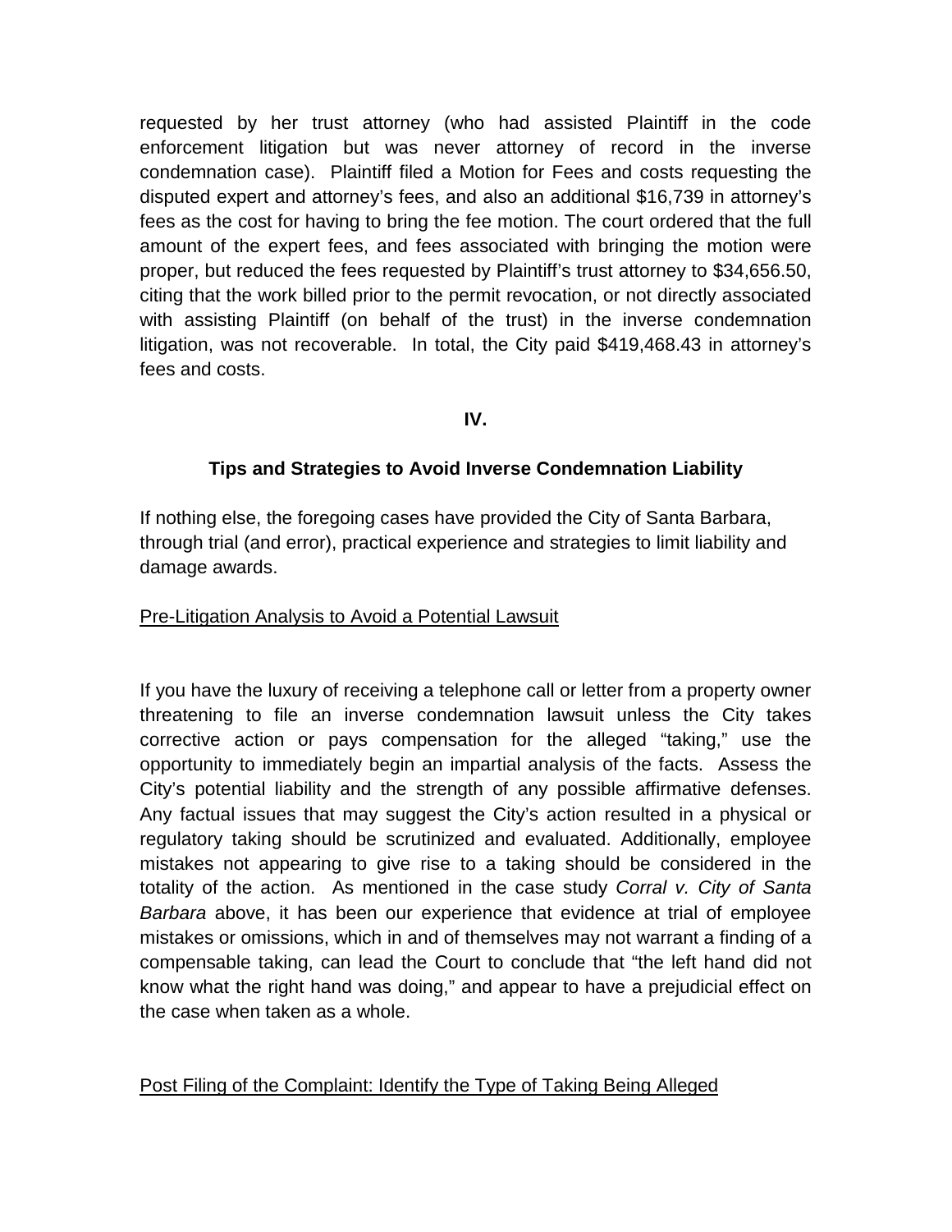requested by her trust attorney (who had assisted Plaintiff in the code enforcement litigation but was never attorney of record in the inverse condemnation case). Plaintiff filed a Motion for Fees and costs requesting the disputed expert and attorney's fees, and also an additional $16,739 in attorney's fees as the cost for having to bring the fee motion. The court ordered that the full amount of the expert fees, and fees associated with bringing the motion were proper, but reduced the fees requested by Plaintiff's trust attorney to $34,656.50, citing that the work billed prior to the permit revocation, or not directly associated with assisting Plaintiff (on behalf of the trust) in the inverse condemnation litigation, was not recoverable. In total, the City paid $419,468.43 in attorney's fees and costs.

## IV.

## Tips and Strategies to Avoid Inverse Condemnation Liability

If nothing else, the foregoing cases have provided the City of Santa Barbara, through trial (and error), practical experience and strategies to limit liability and damage awards.

<u>Pre-Litigation Analysis to Avoid a Potential Lawsuit</u>

If you have the luxury of receiving a telephone call or letter from a property owner threatening to file an inverse condemnation lawsuit unless the City takes corrective action or pays compensation for the alleged "taking," use the opportunity to immediately begin an impartial analysis of the facts. Assess the City's potential liability and the strength of any possible affirmative defenses. Any factual issues that may suggest the City's action resulted in a physical or regulatory taking should be scrutinized and evaluated. Additionally, employee mistakes not appearing to give rise to a taking should be considered in the totality of the action. As mentioned in the case study *Corral v. City of Santa Barbara* above, it has been our experience that evidence at trial of employee mistakes or omissions, which in and of themselves may not warrant a finding of a compensable taking, can lead the Court to conclude that "the left hand did not know what the right hand was doing," and appear to have a prejudicial effect on the case when taken as a whole.

<u>Post Filing of the Complaint: Identify the Type of Taking Being Alleged</u>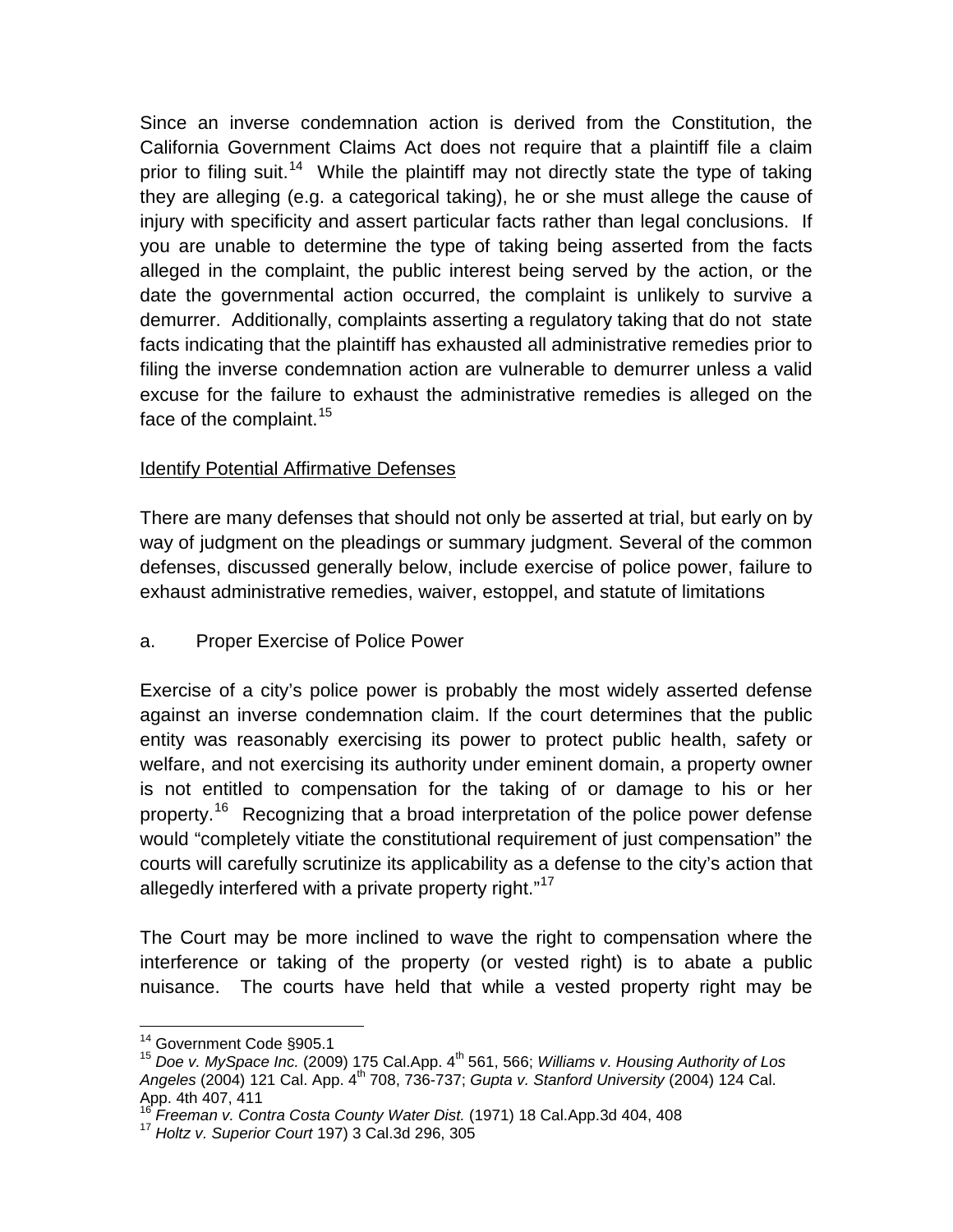Since an inverse condemnation action is derived from the Constitution, the California Government Claims Act does not require that a plaintiff file a claim prior to filing suit.[14] While the plaintiff may not directly state the type of taking they are alleging (e.g. a categorical taking), he or she must allege the cause of injury with specificity and assert particular facts rather than legal conclusions. If you are unable to determine the type of taking being asserted from the facts alleged in the complaint, the public interest being served by the action, or the date the governmental action occurred, the complaint is unlikely to survive a demurrer. Additionally, complaints asserting a regulatory taking that do not state facts indicating that the plaintiff has exhausted all administrative remedies prior to filing the inverse condemnation action are vulnerable to demurrer unless a valid excuse for the failure to exhaust the administrative remedies is alleged on the face of the complaint.[15]

Identify Potential Affirmative Defenses

There are many defenses that should not only be asserted at trial, but early on by way of judgment on the pleadings or summary judgment. Several of the common defenses, discussed generally below, include exercise of police power, failure to exhaust administrative remedies, waiver, estoppel, and statute of limitations

a. Proper Exercise of Police Power

Exercise of a city's police power is probably the most widely asserted defense against an inverse condemnation claim. If the court determines that the public entity was reasonably exercising its power to protect public health, safety or welfare, and not exercising its authority under eminent domain, a property owner is not entitled to compensation for the taking of or damage to his or her property.[16] Recognizing that a broad interpretation of the police power defense would "completely vitiate the constitutional requirement of just compensation" the courts will carefully scrutinize its applicability as a defense to the city's action that allegedly interfered with a private property right."[17]

The Court may be more inclined to wave the right to compensation where the interference or taking of the property (or vested right) is to abate a public nuisance. The courts have held that while a vested property right may be

---

[14] Government Code §905.1

[15] *Doe v. MySpace Inc.* (2009) 175 Cal.App. 4th 561, 566; *Williams v. Housing Authority of Los Angeles* (2004) 121 Cal. App. 4th 708, 736-737; *Gupta v. Stanford University* (2004) 124 Cal. App. 4th 407, 411

[16] *Freeman v. Contra Costa County Water Dist.* (1971) 18 Cal.App.3d 404, 408

[17] *Holtz v. Superior Court* 197) 3 Cal.3d 296, 305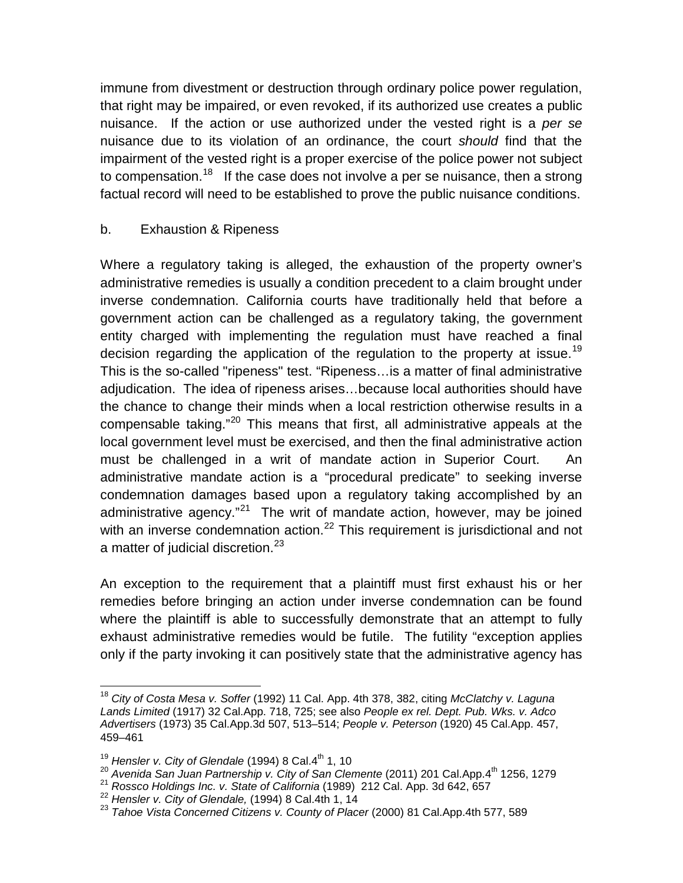immune from divestment or destruction through ordinary police power regulation, that right may be impaired, or even revoked, if its authorized use creates a public nuisance. If the action or use authorized under the vested right is a *per se* nuisance due to its violation of an ordinance, the court *should* find that the impairment of the vested right is a proper exercise of the police power not subject to compensation.[18] If the case does not involve a per se nuisance, then a strong factual record will need to be established to prove the public nuisance conditions.

b. Exhaustion & Ripeness

Where a regulatory taking is alleged, the exhaustion of the property owner's administrative remedies is usually a condition precedent to a claim brought under inverse condemnation. California courts have traditionally held that before a government action can be challenged as a regulatory taking, the government entity charged with implementing the regulation must have reached a final decision regarding the application of the regulation to the property at issue.[19] This is the so-called "ripeness" test. "Ripeness…is a matter of final administrative adjudication. The idea of ripeness arises…because local authorities should have the chance to change their minds when a local restriction otherwise results in a compensable taking."[20] This means that first, all administrative appeals at the local government level must be exercised, and then the final administrative action must be challenged in a writ of mandate action in Superior Court. An administrative mandate action is a "procedural predicate" to seeking inverse condemnation damages based upon a regulatory taking accomplished by an administrative agency."[21] The writ of mandate action, however, may be joined with an inverse condemnation action.[22] This requirement is jurisdictional and not a matter of judicial discretion.[23]

An exception to the requirement that a plaintiff must first exhaust his or her remedies before bringing an action under inverse condemnation can be found where the plaintiff is able to successfully demonstrate that an attempt to fully exhaust administrative remedies would be futile. The futility "exception applies only if the party invoking it can positively state that the administrative agency has

---

[18] *City of Costa Mesa v. Soffer* (1992) 11 Cal. App. 4th 378, 382, citing *McClatchy v. Laguna Lands Limited* (1917) 32 Cal.App. 718, 725; see also *People ex rel. Dept. Pub. Wks. v. Adco Advertisers* (1973) 35 Cal.App.3d 507, 513–514; *People v. Peterson* (1920) 45 Cal.App. 457, 459–461

[19] *Hensler v. City of Glendale* (1994) 8 Cal.4th 1, 10

[20] *Avenida San Juan Partnership v. City of San Clemente* (2011) 201 Cal.App.4th 1256, 1279

[21] *Rossco Holdings Inc. v. State of California* (1989) 212 Cal. App. 3d 642, 657

[22] *Hensler v. City of Glendale,* (1994) 8 Cal.4th 1, 14

[23] *Tahoe Vista Concerned Citizens v. County of Placer* (2000) 81 Cal.App.4th 577, 589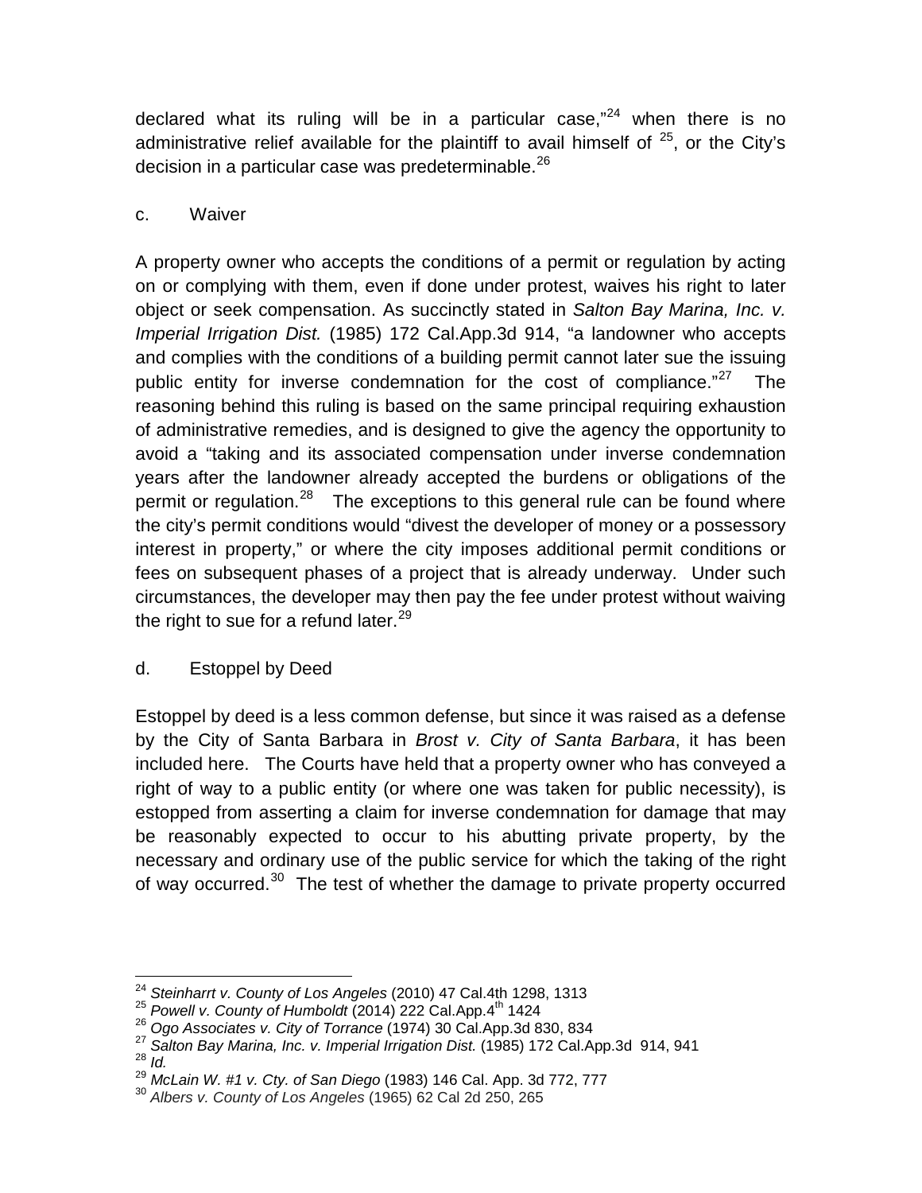declared what its ruling will be in a particular case,"[24] when there is no administrative relief available for the plaintiff to avail himself of [25], or the City's decision in a particular case was predeterminable.[26]

c. Waiver

A property owner who accepts the conditions of a permit or regulation by acting on or complying with them, even if done under protest, waives his right to later object or seek compensation. As succinctly stated in *Salton Bay Marina, Inc. v. Imperial Irrigation Dist.* (1985) 172 Cal.App.3d 914, "a landowner who accepts and complies with the conditions of a building permit cannot later sue the issuing public entity for inverse condemnation for the cost of compliance."[27] The reasoning behind this ruling is based on the same principal requiring exhaustion of administrative remedies, and is designed to give the agency the opportunity to avoid a "taking and its associated compensation under inverse condemnation years after the landowner already accepted the burdens or obligations of the permit or regulation.[28] The exceptions to this general rule can be found where the city's permit conditions would "divest the developer of money or a possessory interest in property," or where the city imposes additional permit conditions or fees on subsequent phases of a project that is already underway. Under such circumstances, the developer may then pay the fee under protest without waiving the right to sue for a refund later.[29]

d. Estoppel by Deed

Estoppel by deed is a less common defense, but since it was raised as a defense by the City of Santa Barbara in *Brost v. City of Santa Barbara*, it has been included here. The Courts have held that a property owner who has conveyed a right of way to a public entity (or where one was taken for public necessity), is estopped from asserting a claim for inverse condemnation for damage that may be reasonably expected to occur to his abutting private property, by the necessary and ordinary use of the public service for which the taking of the right of way occurred.[30] The test of whether the damage to private property occurred

---

[24] *Steinharrt v. County of Los Angeles* (2010) 47 Cal.4th 1298, 1313

[25] *Powell v. County of Humboldt* (2014) 222 Cal.App.4th 1424

[26] *Ogo Associates v. City of Torrance* (1974) 30 Cal.App.3d 830, 834

[27] *Salton Bay Marina, Inc. v. Imperial Irrigation Dist.* (1985) 172 Cal.App.3d 914, 941

[28] *Id.*

[29] *McLain W. #1 v. Cty. of San Diego* (1983) 146 Cal. App. 3d 772, 777

[30] *Albers v. County of Los Angeles* (1965) 62 Cal 2d 250, 265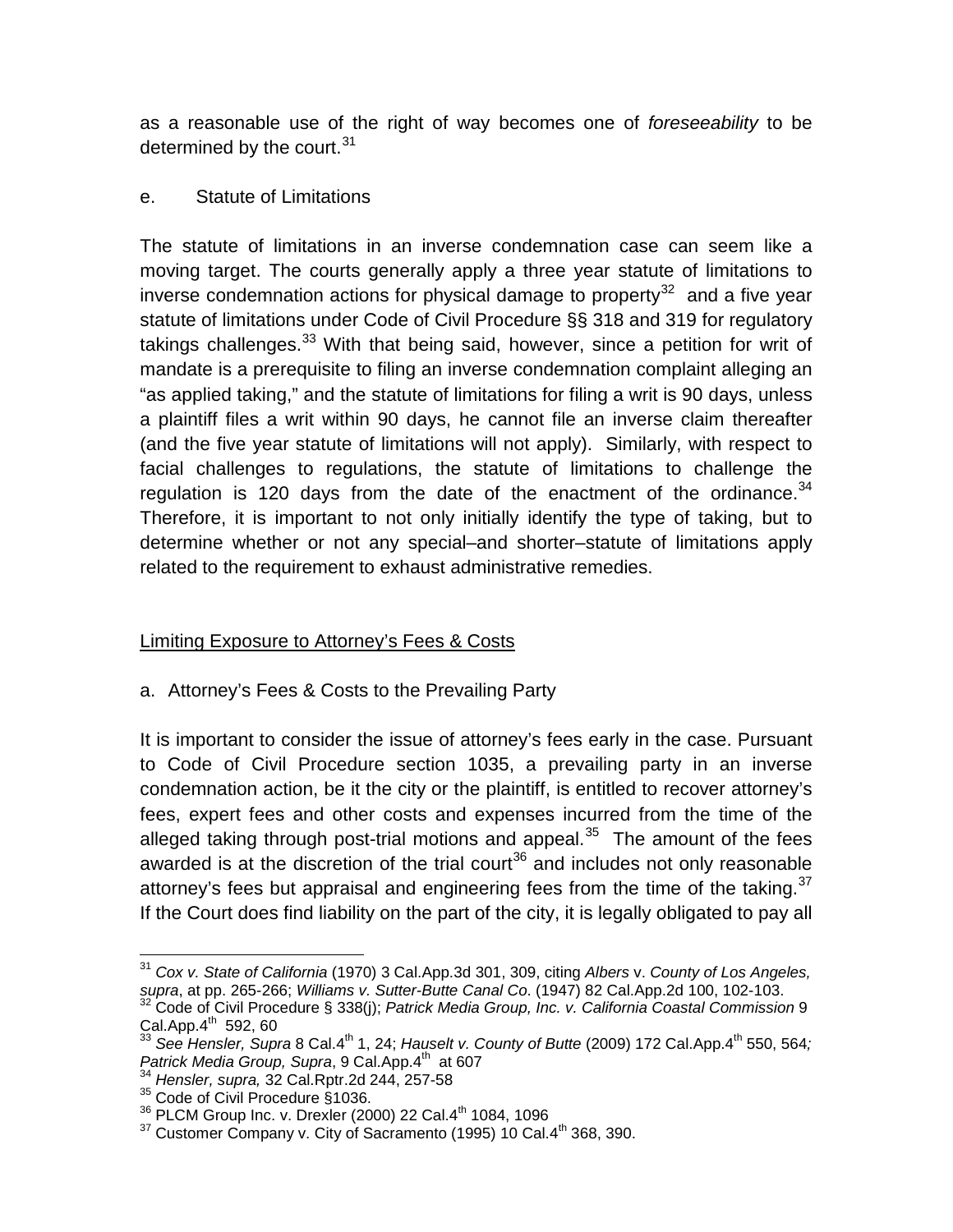as a reasonable use of the right of way becomes one of *foreseeability* to be determined by the court.[31]

e. Statute of Limitations

The statute of limitations in an inverse condemnation case can seem like a moving target. The courts generally apply a three year statute of limitations to inverse condemnation actions for physical damage to property[32] and a five year statute of limitations under Code of Civil Procedure §§ 318 and 319 for regulatory takings challenges.[33] With that being said, however, since a petition for writ of mandate is a prerequisite to filing an inverse condemnation complaint alleging an "as applied taking," and the statute of limitations for filing a writ is 90 days, unless a plaintiff files a writ within 90 days, he cannot file an inverse claim thereafter (and the five year statute of limitations will not apply). Similarly, with respect to facial challenges to regulations, the statute of limitations to challenge the regulation is 120 days from the date of the enactment of the ordinance.[34] Therefore, it is important to not only initially identify the type of taking, but to determine whether or not any special–and shorter–statute of limitations apply related to the requirement to exhaust administrative remedies.

## Limiting Exposure to Attorney's Fees & Costs

a. Attorney's Fees & Costs to the Prevailing Party

It is important to consider the issue of attorney's fees early in the case. Pursuant to Code of Civil Procedure section 1035, a prevailing party in an inverse condemnation action, be it the city or the plaintiff, is entitled to recover attorney's fees, expert fees and other costs and expenses incurred from the time of the alleged taking through post-trial motions and appeal.[35] The amount of the fees awarded is at the discretion of the trial court[36] and includes not only reasonable attorney's fees but appraisal and engineering fees from the time of the taking.[37] If the Court does find liability on the part of the city, it is legally obligated to pay all

---

[31] *Cox v. State of California* (1970) 3 Cal.App.3d 301, 309, citing *Albers* v. *County of Los Angeles, supra*, at pp. 265-266; *Williams v. Sutter-Butte Canal Co*. (1947) 82 Cal.App.2d 100, 102-103.

[32] Code of Civil Procedure § 338(j); *Patrick Media Group, Inc. v. California Coastal Commission* 9 Cal.App.4th 592, 60

[33] *See Hensler, Supra* 8 Cal.4th 1, 24; *Hauselt v. County of Butte* (2009) 172 Cal.App.4th 550, 564*; Patrick Media Group, Supra*, 9 Cal.App.4th at 607

[34] *Hensler, supra,* 32 Cal.Rptr.2d 244, 257-58

[35] Code of Civil Procedure §1036.

[36] PLCM Group Inc. v. Drexler (2000) 22 Cal.4th 1084, 1096

[37] Customer Company v. City of Sacramento (1995) 10 Cal.4th 368, 390.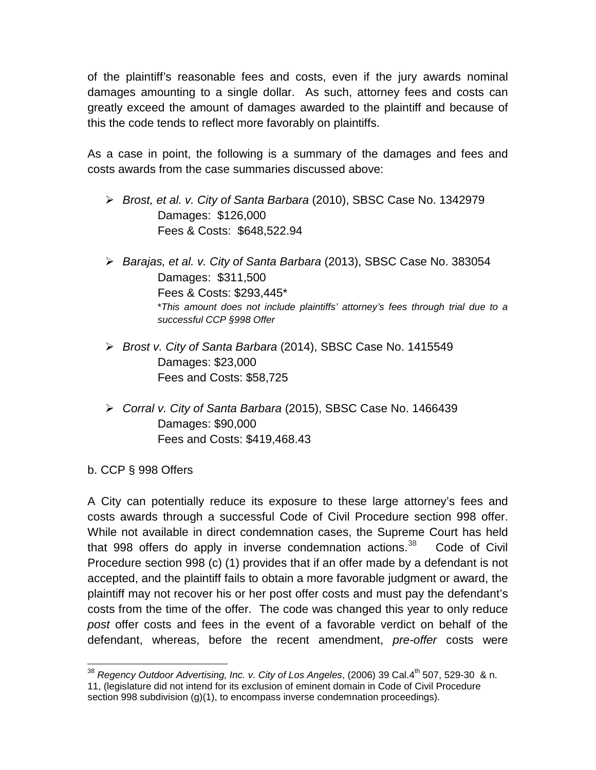of the plaintiff's reasonable fees and costs, even if the jury awards nominal damages amounting to a single dollar. As such, attorney fees and costs can greatly exceed the amount of damages awarded to the plaintiff and because of this the code tends to reflect more favorably on plaintiffs.

As a case in point, the following is a summary of the damages and fees and costs awards from the case summaries discussed above:

- *Brost, et al. v. City of Santa Barbara* (2010), SBSC Case No. 1342979
  Damages: $126,000
  Fees & Costs: $648,522.94

- *Barajas, et al. v. City of Santa Barbara* (2013), SBSC Case No. 383054
  Damages: $311,500
  Fees & Costs: $293,445*
  **This amount does not include plaintiffs' attorney's fees through trial due to a successful CCP §998 Offer*

- *Brost v. City of Santa Barbara* (2014), SBSC Case No. 1415549
  Damages: $23,000
  Fees and Costs: $58,725

- *Corral v. City of Santa Barbara* (2015), SBSC Case No. 1466439
  Damages: $90,000
  Fees and Costs: $419,468.43

b. CCP § 998 Offers

A City can potentially reduce its exposure to these large attorney's fees and costs awards through a successful Code of Civil Procedure section 998 offer. While not available in direct condemnation cases, the Supreme Court has held that 998 offers do apply in inverse condemnation actions.[38] Code of Civil Procedure section 998 (c) (1) provides that if an offer made by a defendant is not accepted, and the plaintiff fails to obtain a more favorable judgment or award, the plaintiff may not recover his or her post offer costs and must pay the defendant's costs from the time of the offer. The code was changed this year to only reduce *post* offer costs and fees in the event of a favorable verdict on behalf of the defendant, whereas, before the recent amendment, *pre-offer* costs were

[38] *Regency Outdoor Advertising, Inc. v. City of Los Angeles*, (2006) 39 Cal.4th 507, 529-30 & n. 11, (legislature did not intend for its exclusion of eminent domain in Code of Civil Procedure section 998 subdivision (g)(1), to encompass inverse condemnation proceedings).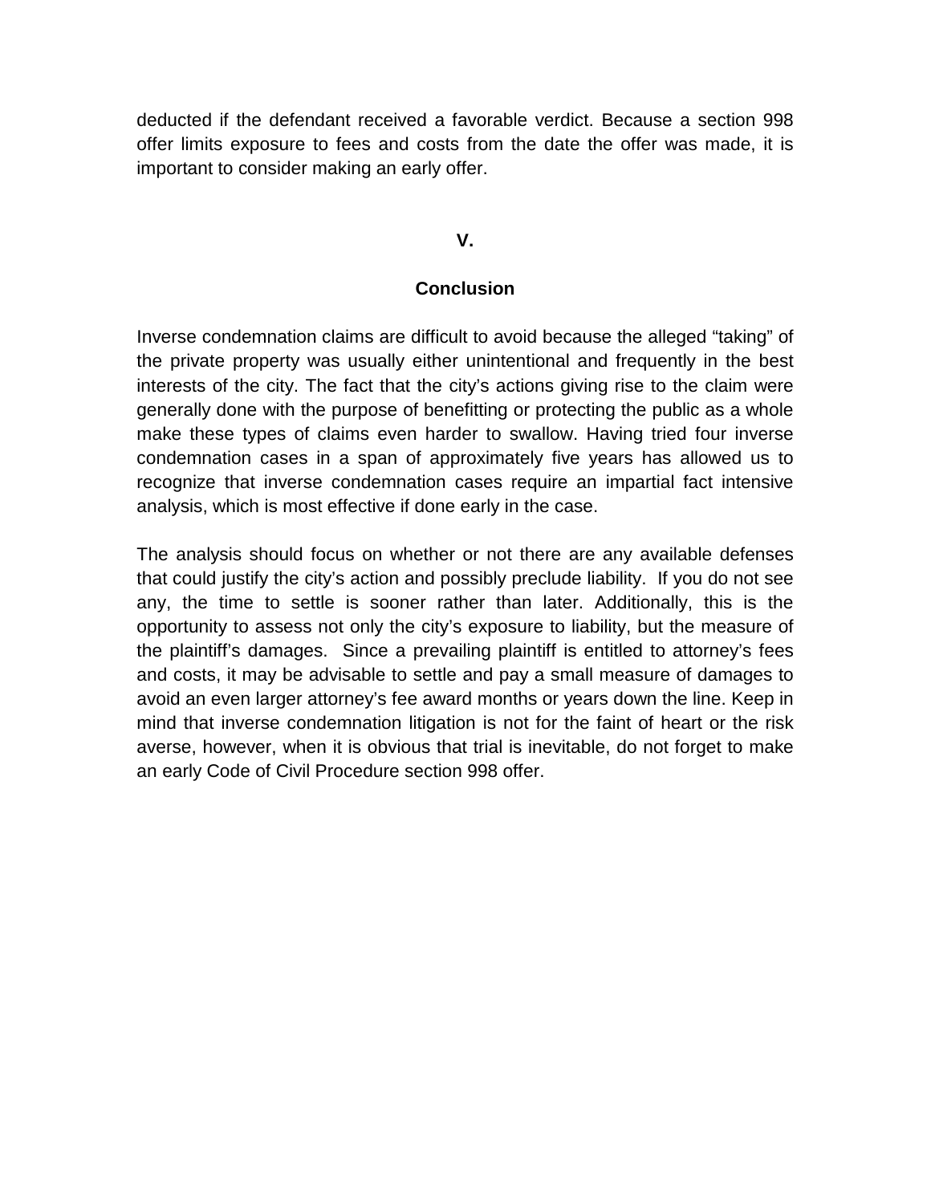deducted if the defendant received a favorable verdict. Because a section 998 offer limits exposure to fees and costs from the date the offer was made, it is important to consider making an early offer.

## V.

## Conclusion

Inverse condemnation claims are difficult to avoid because the alleged "taking" of the private property was usually either unintentional and frequently in the best interests of the city. The fact that the city's actions giving rise to the claim were generally done with the purpose of benefitting or protecting the public as a whole make these types of claims even harder to swallow. Having tried four inverse condemnation cases in a span of approximately five years has allowed us to recognize that inverse condemnation cases require an impartial fact intensive analysis, which is most effective if done early in the case.

The analysis should focus on whether or not there are any available defenses that could justify the city's action and possibly preclude liability. If you do not see any, the time to settle is sooner rather than later. Additionally, this is the opportunity to assess not only the city's exposure to liability, but the measure of the plaintiff's damages. Since a prevailing plaintiff is entitled to attorney's fees and costs, it may be advisable to settle and pay a small measure of damages to avoid an even larger attorney's fee award months or years down the line. Keep in mind that inverse condemnation litigation is not for the faint of heart or the risk averse, however, when it is obvious that trial is inevitable, do not forget to make an early Code of Civil Procedure section 998 offer.